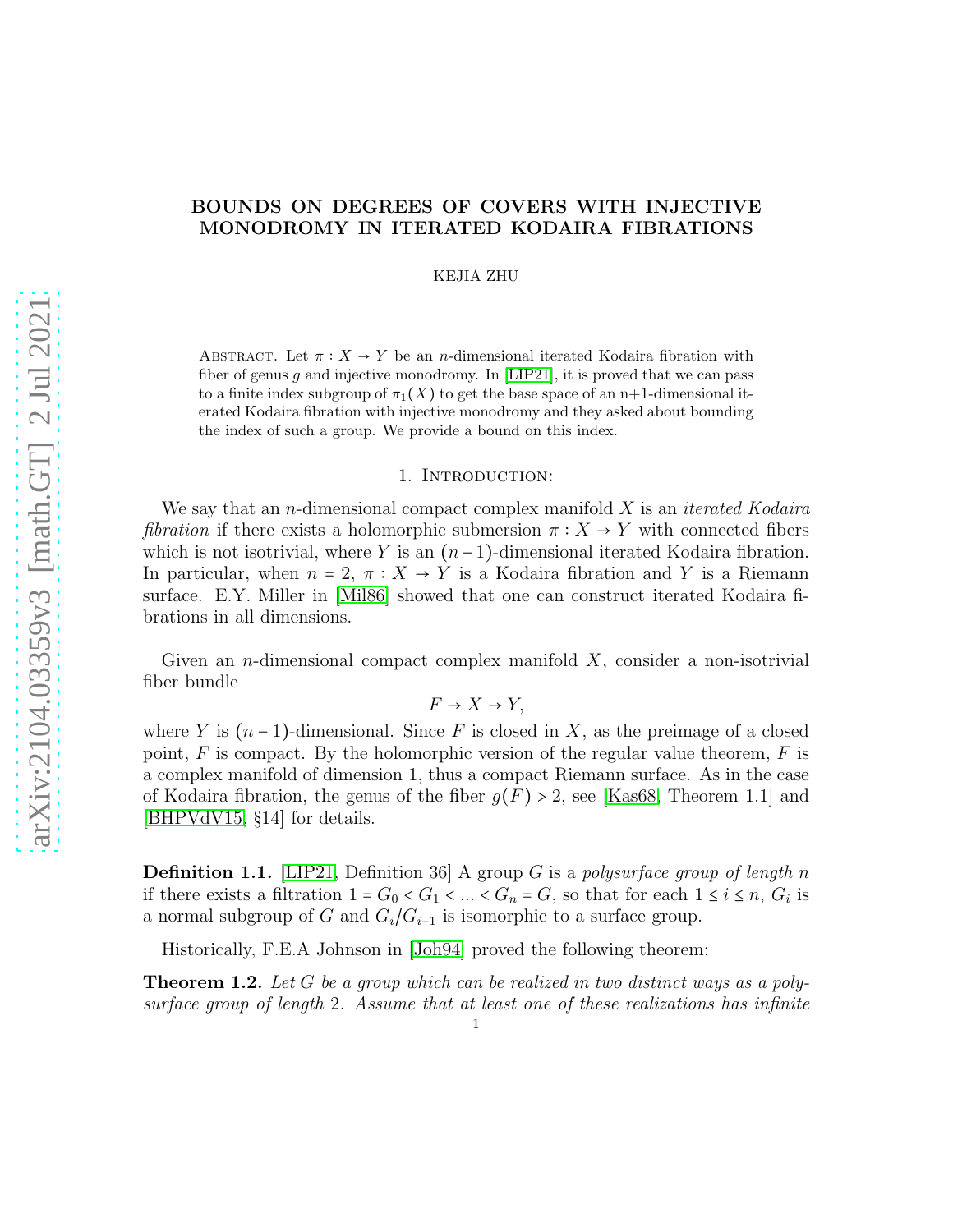# BOUNDS ON DEGREES OF COVERS WITH INJECTIVE MONODROMY IN ITERATED KODAIRA FIBRATIONS

KEJIA ZHU

Abstract. Let $\pi : X \to Y$ be an $n$-dimensional iterated Kodaira fibration with fiber of genus $g$ and injective monodromy. In [LIP21], it is proved that we can pass to a finite index subgroup of $\pi_1(X)$ to get the base space of an n+1-dimensional iterated Kodaira fibration with injective monodromy and they asked about bounding the index of such a group. We provide a bound on this index.

## 1. Introduction:

We say that an $n$-dimensional compact complex manifold $X$ is an *iterated Kodaira fibration* if there exists a holomorphic submersion $\pi : X \to Y$ with connected fibers which is not isotrivial, where $Y$ is an $(n-1)$-dimensional iterated Kodaira fibration. In particular, when $n = 2$, $\pi : X \to Y$ is a Kodaira fibration and $Y$ is a Riemann surface. E.Y. Miller in [Mil86] showed that one can construct iterated Kodaira fibrations in all dimensions.

Given an $n$-dimensional compact complex manifold $X$, consider a non-isotrivial fiber bundle

$$F \to X \to Y,$$

where $Y$ is $(n-1)$-dimensional. Since $F$ is closed in $X$, as the preimage of a closed point, $F$ is compact. By the holomorphic version of the regular value theorem, $F$ is a complex manifold of dimension 1, thus a compact Riemann surface. As in the case of Kodaira fibration, the genus of the fiber $g(F) > 2$, see [Kas68, Theorem 1.1] and [BHPVdV15, §14] for details.

**Definition 1.1.** [LIP21, Definition 36] A group $G$ is a *polysurface group of length* $n$ if there exists a filtration $1 = G_0 < G_1 < ... < G_n = G$, so that for each $1 \leq i \leq n$, $G_i$ is a normal subgroup of $G$ and $G_i/G_{i-1}$ is isomorphic to a surface group.

Historically, F.E.A Johnson in [Joh94] proved the following theorem:

**Theorem 1.2.** *Let $G$ be a group which can be realized in two distinct ways as a polysurface group of length 2. Assume that at least one of these realizations has infinite*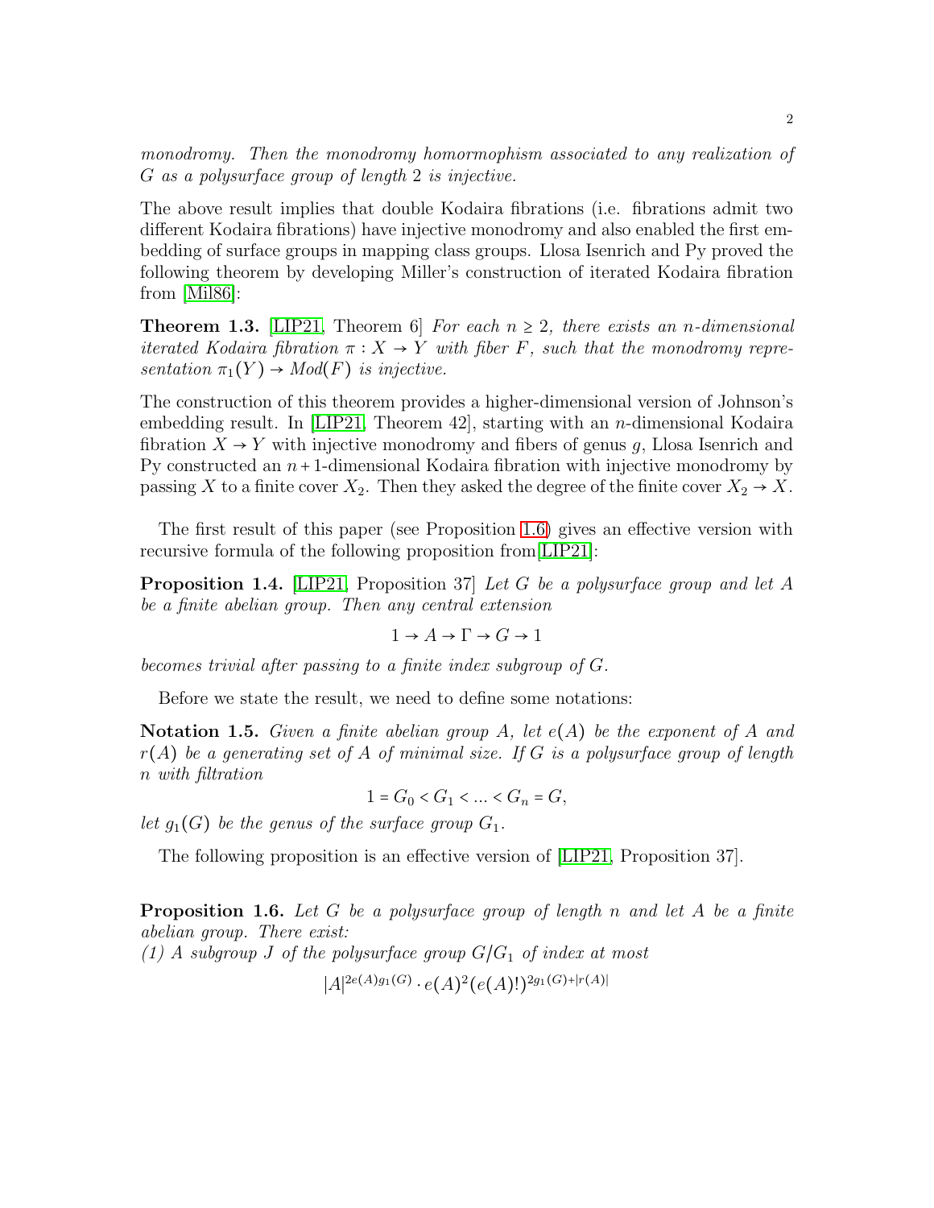*monodromy. Then the monodromy homormophism associated to any realization of $G$ as a polysurface group of length 2 is injective.*

The above result implies that double Kodaira fibrations (i.e. fibrations admit two different Kodaira fibrations) have injective monodromy and also enabled the first embedding of surface groups in mapping class groups. Llosa Isenrich and Py proved the following theorem by developing Miller's construction of iterated Kodaira fibration from [Mil86]:

**Theorem 1.3.** [LIP21, Theorem 6] *For each $n \geq 2$, there exists an $n$-dimensional iterated Kodaira fibration $\pi : X \to Y$ with fiber $F$, such that the monodromy representation $\pi_1(Y) \to Mod(F)$ is injective.*

The construction of this theorem provides a higher-dimensional version of Johnson's embedding result. In [LIP21, Theorem 42], starting with an $n$-dimensional Kodaira fibration $X \to Y$ with injective monodromy and fibers of genus $g$, Llosa Isenrich and Py constructed an $n+1$-dimensional Kodaira fibration with injective monodromy by passing $X$ to a finite cover $X_2$. Then they asked the degree of the finite cover $X_2 \to X$.

The first result of this paper (see Proposition 1.6) gives an effective version with recursive formula of the following proposition from[LIP21]:

**Proposition 1.4.** [LIP21, Proposition 37] *Let $G$ be a polysurface group and let $A$ be a finite abelian group. Then any central extension*

$$1 \to A \to \Gamma \to G \to 1$$

*becomes trivial after passing to a finite index subgroup of $G$.*

Before we state the result, we need to define some notations:

**Notation 1.5.** *Given a finite abelian group $A$, let $e(A)$ be the exponent of $A$ and $r(A)$ be a generating set of $A$ of minimal size. If $G$ is a polysurface group of length $n$ with filtration*

$$1 = G_0 < G_1 < \ldots < G_n = G,$$

*let $g_1(G)$ be the genus of the surface group $G_1$.*

The following proposition is an effective version of [LIP21, Proposition 37].

**Proposition 1.6.** *Let $G$ be a polysurface group of length $n$ and let $A$ be a finite abelian group. There exist:*
*(1) A subgroup $J$ of the polysurface group $G/G_1$ of index at most*

$$|A|^{2e(A)g_1(G)} \cdot e(A)^2 (e(A)!)^{2g_1(G)+|r(A)|}$$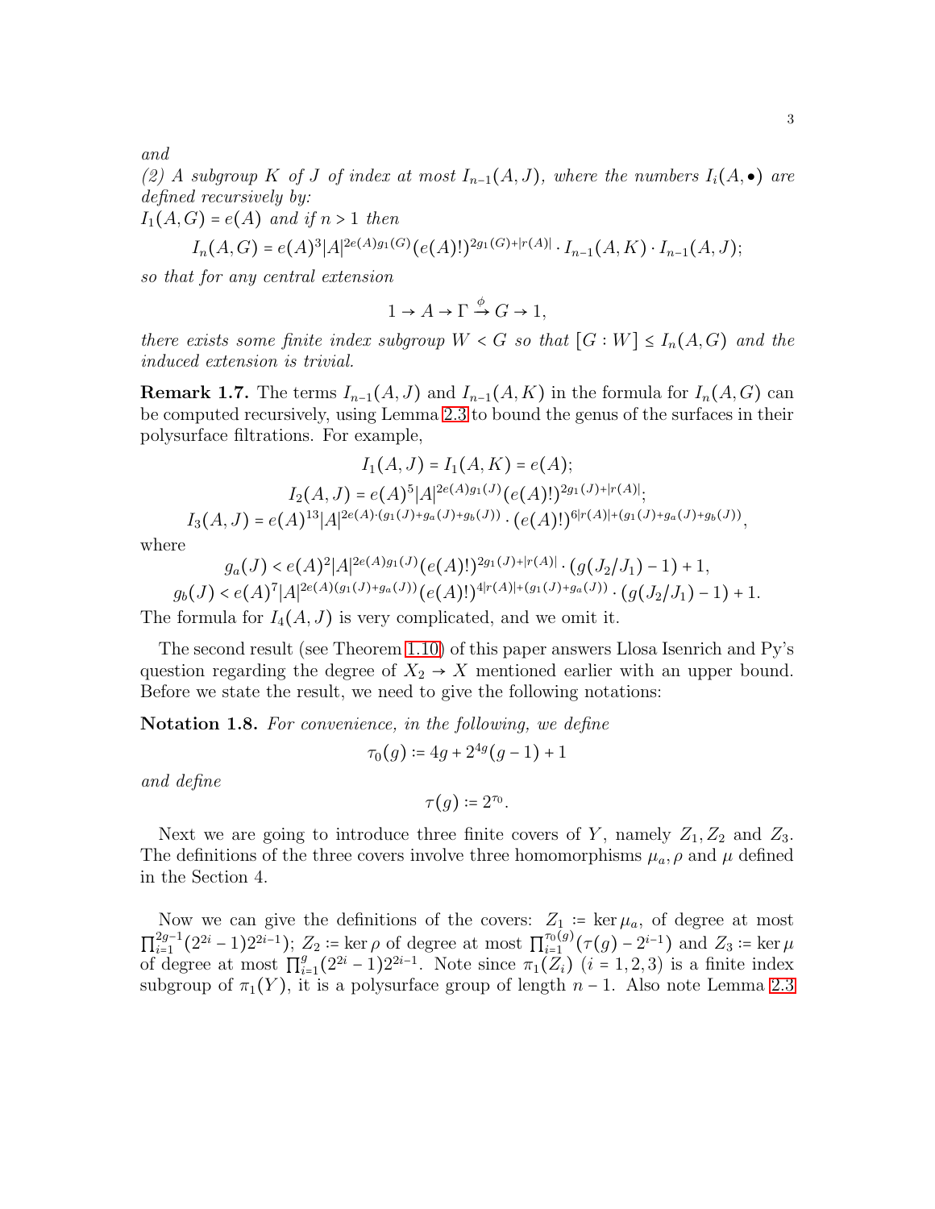*and*

*(2) A subgroup $K$ of $J$ of index at most $I_{n-1}(A,J)$, where the numbers $I_i(A,\bullet)$ are defined recursively by:*

*$I_1(A,G) = e(A)$ and if $n>1$ then*

$$I_n(A,G) = e(A)^3|A|^{2e(A)g_1(G)}(e(A)!)^{2g_1(G)+|r(A)|}\cdot I_{n-1}(A,K)\cdot I_{n-1}(A,J);$$

*so that for any central extension*

$$1 \to A \to \Gamma \xrightarrow{\phi} G \to 1,$$

*there exists some finite index subgroup $W < G$ so that $[G:W] \le I_n(A,G)$ and the induced extension is trivial.*

**Remark 1.7.** The terms $I_{n-1}(A,J)$ and $I_{n-1}(A,K)$ in the formula for $I_n(A,G)$ can be computed recursively, using Lemma 2.3 to bound the genus of the surfaces in their polysurface filtrations. For example,

$$I_1(A,J) = I_1(A,K) = e(A);$$

$$I_2(A,J) = e(A)^5|A|^{2e(A)g_1(J)}(e(A)!)^{2g_1(J)+|r(A)|};$$

$$I_3(A,J) = e(A)^{13}|A|^{2e(A)\cdot(g_1(J)+g_a(J)+g_b(J))}\cdot(e(A)!)^{6|r(A)|+(g_1(J)+g_a(J)+g_b(J))},$$

where

$$g_a(J) < e(A)^2|A|^{2e(A)g_1(J)}(e(A)!)^{2g_1(J)+|r(A)|}\cdot(g(J_2/J_1)-1)+1,$$

$$g_b(J) < e(A)^7|A|^{2e(A)(g_1(J)+g_a(J))}(e(A)!)^{4|r(A)|+(g_1(J)+g_a(J))}\cdot(g(J_2/J_1)-1)+1.$$

The formula for $I_4(A,J)$ is very complicated, and we omit it.

The second result (see Theorem 1.10) of this paper answers Llosa Isenrich and Py's question regarding the degree of $X_2 \to X$ mentioned earlier with an upper bound. Before we state the result, we need to give the following notations:

**Notation 1.8.** *For convenience, in the following, we define*

$$\tau_0(g) := 4g + 2^{4g}(g-1)+1$$

*and define*

$$\tau(g) := 2^{\tau_0}.$$

Next we are going to introduce three finite covers of $Y$, namely $Z_1, Z_2$ and $Z_3$. The definitions of the three covers involve three homomorphisms $\mu_a, \rho$ and $\mu$ defined in the Section 4.

Now we can give the definitions of the covers: $Z_1 := \ker\mu_a$, of degree at most $\prod_{i=1}^{2g-1}(2^{2i}-1)2^{2i-1}$; $Z_2 := \ker\rho$ of degree at most $\prod_{i=1}^{\tau_0(g)}(\tau(g)-2^{i-1})$ and $Z_3 := \ker\mu$ of degree at most $\prod_{i=1}^{g}(2^{2i}-1)2^{2i-1}$. Note since $\pi_1(Z_i)$ $(i=1,2,3)$ is a finite index subgroup of $\pi_1(Y)$, it is a polysurface group of length $n-1$. Also note Lemma 2.3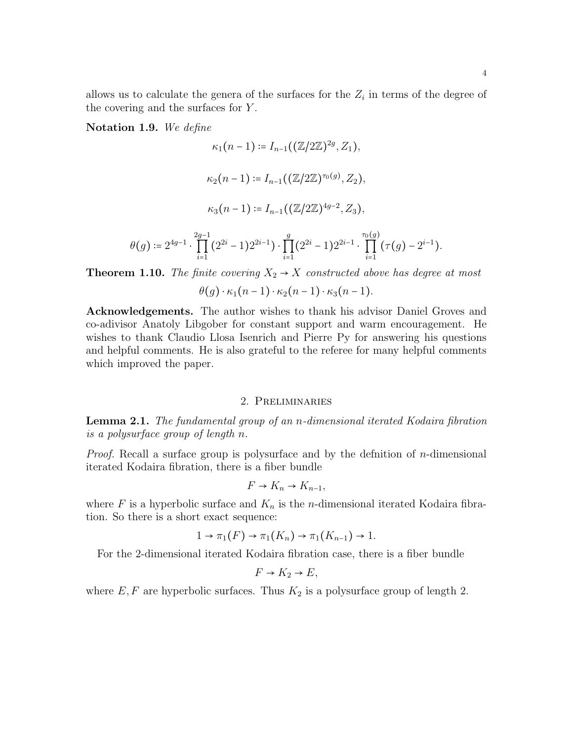allows us to calculate the genera of the surfaces for the $Z_i$ in terms of the degree of the covering and the surfaces for $Y$.

**Notation 1.9.** *We define*

$$\kappa_1(n-1) := I_{n-1}((\mathbb{Z}/2\mathbb{Z})^{2g}, Z_1),$$

$$\kappa_2(n-1) := I_{n-1}((\mathbb{Z}/2\mathbb{Z})^{\tau_0(g)}, Z_2),$$

$$\kappa_3(n-1) := I_{n-1}((\mathbb{Z}/2\mathbb{Z})^{4g-2}, Z_3),$$

$$\theta(g) := 2^{4g-1} \cdot \prod_{i=1}^{2g-1} (2^{2i}-1)2^{2i-1}) \cdot \prod_{i=1}^{g} (2^{2i}-1)2^{2i-1} \cdot \prod_{i=1}^{\tau_0(g)} (\tau(g) - 2^{i-1}).$$

**Theorem 1.10.** *The finite covering $X_2 \to X$ constructed above has degree at most*

$$\theta(g) \cdot \kappa_1(n-1) \cdot \kappa_2(n-1) \cdot \kappa_3(n-1).$$

**Acknowledgements.** The author wishes to thank his advisor Daniel Groves and co-adivisor Anatoly Libgober for constant support and warm encouragement. He wishes to thank Claudio Llosa Isenrich and Pierre Py for answering his questions and helpful comments. He is also grateful to the referee for many helpful comments which improved the paper.

## 2. Preliminaries

**Lemma 2.1.** *The fundamental group of an $n$-dimensional iterated Kodaira fibration is a polysurface group of length $n$.*

*Proof.* Recall a surface group is polysurface and by the defnition of $n$-dimensional iterated Kodaira fibration, there is a fiber bundle

$$F \to K_n \to K_{n-1},$$

where $F$ is a hyperbolic surface and $K_n$ is the $n$-dimensional iterated Kodaira fibration. So there is a short exact sequence:

$$1 \to \pi_1(F) \to \pi_1(K_n) \to \pi_1(K_{n-1}) \to 1.$$

For the 2-dimensional iterated Kodaira fibration case, there is a fiber bundle

$$F \to K_2 \to E,$$

where $E, F$ are hyperbolic surfaces. Thus $K_2$ is a polysurface group of length 2.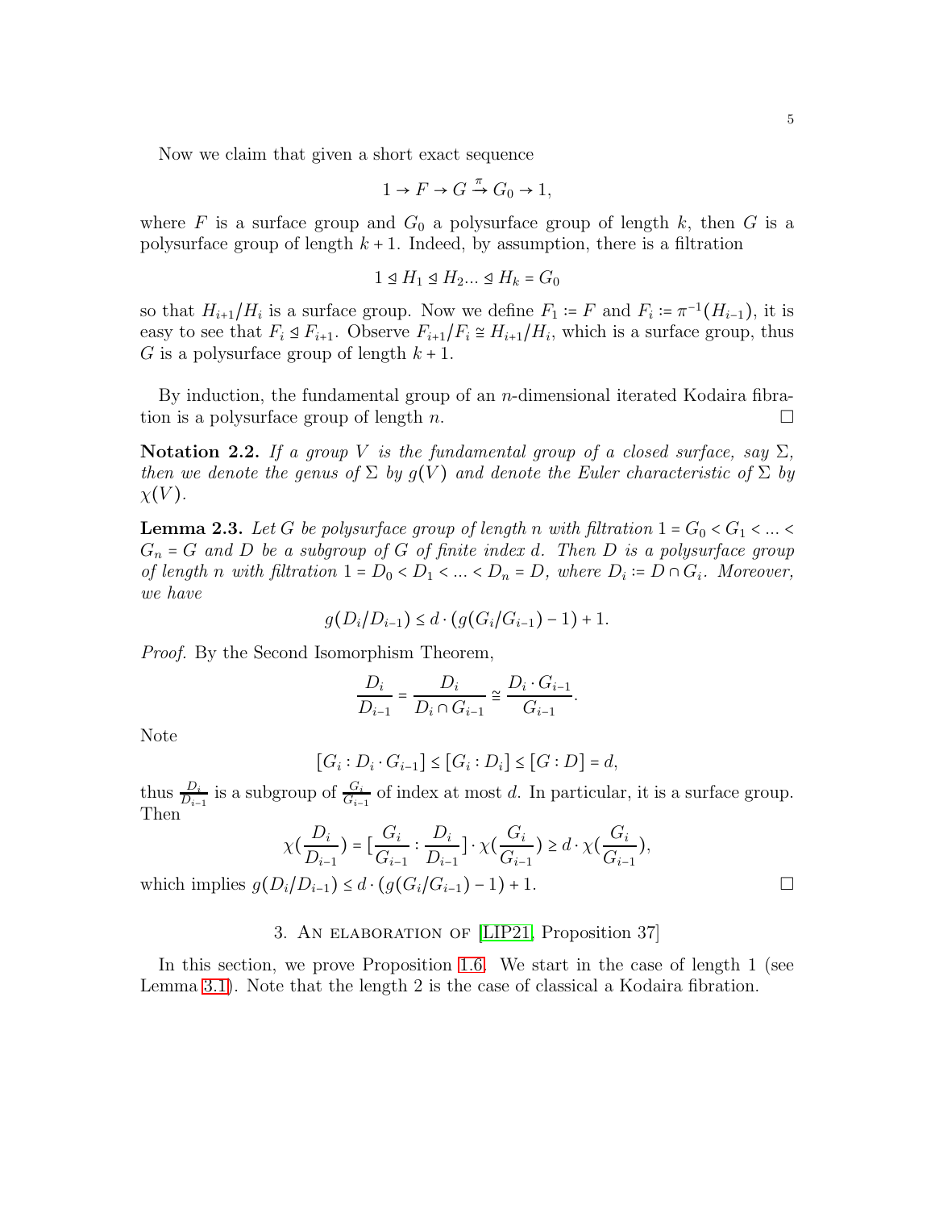Now we claim that given a short exact sequence

$$1 \to F \to G \xrightarrow{\pi} G_0 \to 1,$$

where $F$ is a surface group and $G_0$ a polysurface group of length $k$, then $G$ is a polysurface group of length $k+1$. Indeed, by assumption, there is a filtration

$$1 \trianglelefteq H_1 \trianglelefteq H_2 \ldots \trianglelefteq H_k = G_0$$

so that $H_{i+1}/H_i$ is a surface group. Now we define $F_1 := F$ and $F_i := \pi^{-1}(H_{i-1})$, it is easy to see that $F_i \trianglelefteq F_{i+1}$. Observe $F_{i+1}/F_i \cong H_{i+1}/H_i$, which is a surface group, thus $G$ is a polysurface group of length $k+1$.

By induction, the fundamental group of an $n$-dimensional iterated Kodaira fibration is a polysurface group of length $n$. $\square$

**Notation 2.2.** *If a group $V$ is the fundamental group of a closed surface, say $\Sigma$, then we denote the genus of $\Sigma$ by $g(V)$ and denote the Euler characteristic of $\Sigma$ by $\chi(V)$.*

**Lemma 2.3.** *Let $G$ be polysurface group of length $n$ with filtration $1 = G_0 < G_1 < \ldots < G_n = G$ and $D$ be a subgroup of $G$ of finite index $d$. Then $D$ is a polysurface group of length $n$ with filtration $1 = D_0 < D_1 < \ldots < D_n = D$, where $D_i := D \cap G_i$. Moreover, we have*

$$g(D_i/D_{i-1}) \leq d \cdot (g(G_i/G_{i-1}) - 1) + 1.$$

*Proof.* By the Second Isomorphism Theorem,

$$\frac{D_i}{D_{i-1}} = \frac{D_i}{D_i \cap G_{i-1}} \cong \frac{D_i \cdot G_{i-1}}{G_{i-1}}.$$

Note

$$[G_i : D_i \cdot G_{i-1}] \leq [G_i : D_i] \leq [G : D] = d,$$

thus $\frac{D_i}{D_{i-1}}$ is a subgroup of $\frac{G_i}{G_{i-1}}$ of index at most $d$. In particular, it is a surface group. Then

$$\chi(\frac{D_i}{D_{i-1}}) = [\frac{G_i}{G_{i-1}} : \frac{D_i}{D_{i-1}}] \cdot \chi(\frac{G_i}{G_{i-1}}) \geq d \cdot \chi(\frac{G_i}{G_{i-1}}),$$

which implies $g(D_i/D_{i-1}) \leq d \cdot (g(G_i/G_{i-1}) - 1) + 1$. $\square$

## 3. An elaboration of [LIP21, Proposition 37]

In this section, we prove Proposition 1.6. We start in the case of length 1 (see Lemma 3.1). Note that the length 2 is the case of classical a Kodaira fibration.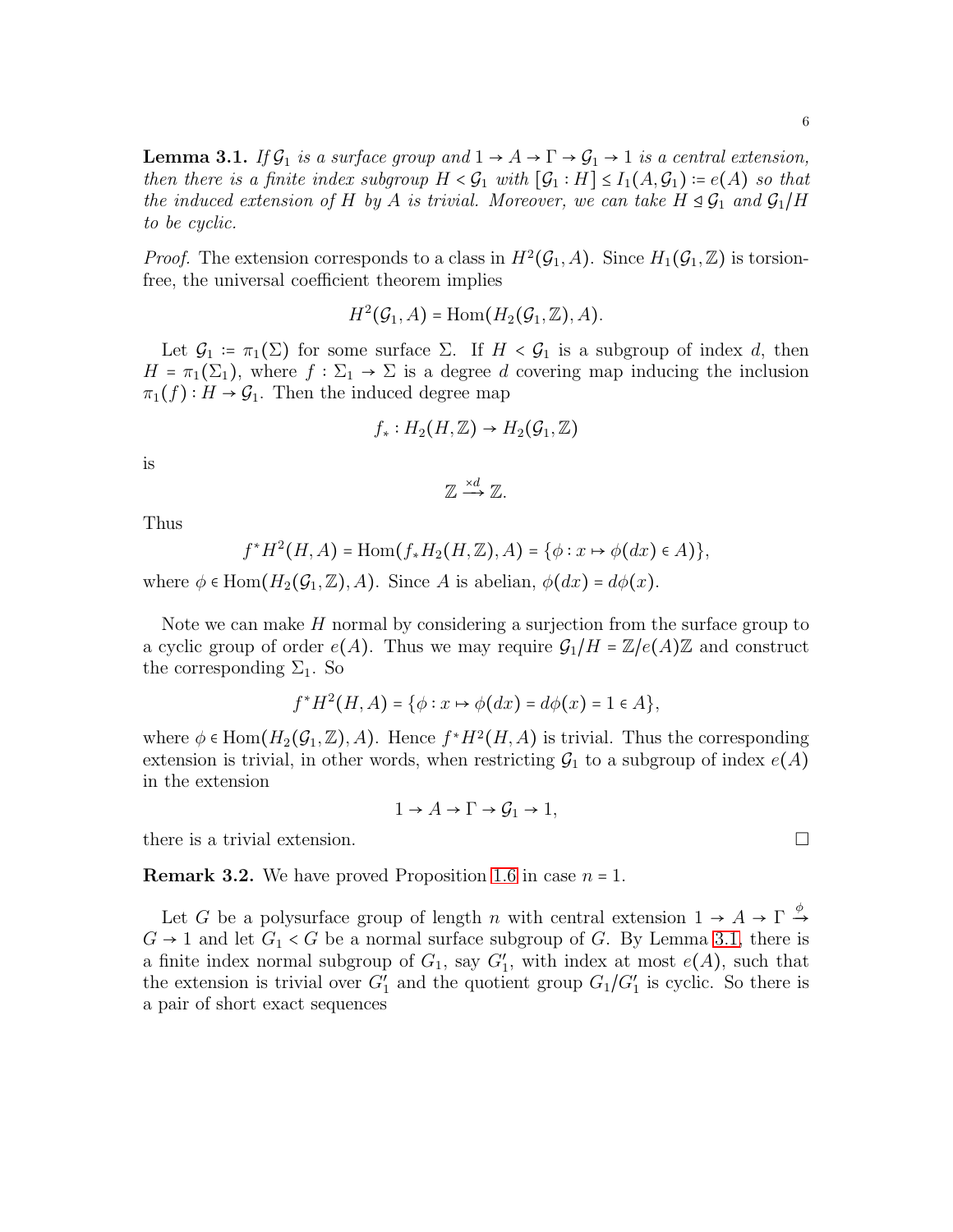**Lemma 3.1.** *If $\mathcal{G}_1$ is a surface group and $1 \to A \to \Gamma \to \mathcal{G}_1 \to 1$ is a central extension, then there is a finite index subgroup $H < \mathcal{G}_1$ with $[\mathcal{G}_1 : H] \leq I_1(A, \mathcal{G}_1) := e(A)$ so that the induced extension of $H$ by $A$ is trivial. Moreover, we can take $H \trianglelefteq \mathcal{G}_1$ and $\mathcal{G}_1/H$ to be cyclic.*

*Proof.* The extension corresponds to a class in $H^2(\mathcal{G}_1, A)$. Since $H_1(\mathcal{G}_1, \mathbb{Z})$ is torsion-free, the universal coefficient theorem implies

$$H^2(\mathcal{G}_1, A) = \mathrm{Hom}(H_2(\mathcal{G}_1, \mathbb{Z}), A).$$

Let $\mathcal{G}_1 := \pi_1(\Sigma)$ for some surface $\Sigma$. If $H < \mathcal{G}_1$ is a subgroup of index $d$, then $H = \pi_1(\Sigma_1)$, where $f : \Sigma_1 \to \Sigma$ is a degree $d$ covering map inducing the inclusion $\pi_1(f) : H \to \mathcal{G}_1$. Then the induced degree map

$$f_* : H_2(H, \mathbb{Z}) \to H_2(\mathcal{G}_1, \mathbb{Z})$$

is

$$\mathbb{Z} \xrightarrow{\times d} \mathbb{Z}.$$

Thus

$$f^* H^2(H, A) = \mathrm{Hom}(f_* H_2(H, \mathbb{Z}), A) = \{\phi : x \mapsto \phi(dx) \in A)\},$$

where $\phi \in \mathrm{Hom}(H_2(\mathcal{G}_1, \mathbb{Z}), A)$. Since $A$ is abelian, $\phi(dx) = d\phi(x)$.

Note we can make $H$ normal by considering a surjection from the surface group to a cyclic group of order $e(A)$. Thus we may require $\mathcal{G}_1/H = \mathbb{Z}/e(A)\mathbb{Z}$ and construct the corresponding $\Sigma_1$. So

$$f^* H^2(H, A) = \{\phi : x \mapsto \phi(dx) = d\phi(x) = 1 \in A\},$$

where $\phi \in \mathrm{Hom}(H_2(\mathcal{G}_1, \mathbb{Z}), A)$. Hence $f^* H^2(H, A)$ is trivial. Thus the corresponding extension is trivial, in other words, when restricting $\mathcal{G}_1$ to a subgroup of index $e(A)$ in the extension

$$1 \to A \to \Gamma \to \mathcal{G}_1 \to 1,$$

there is a trivial extension. $\square$

**Remark 3.2.** We have proved Proposition 1.6 in case $n = 1$.

Let $G$ be a polysurface group of length $n$ with central extension $1 \to A \to \Gamma \xrightarrow{\phi} G \to 1$ and let $G_1 < G$ be a normal surface subgroup of $G$. By Lemma 3.1, there is a finite index normal subgroup of $G_1$, say $G_1'$, with index at most $e(A)$, such that the extension is trivial over $G_1'$ and the quotient group $G_1/G_1'$ is cyclic. So there is a pair of short exact sequences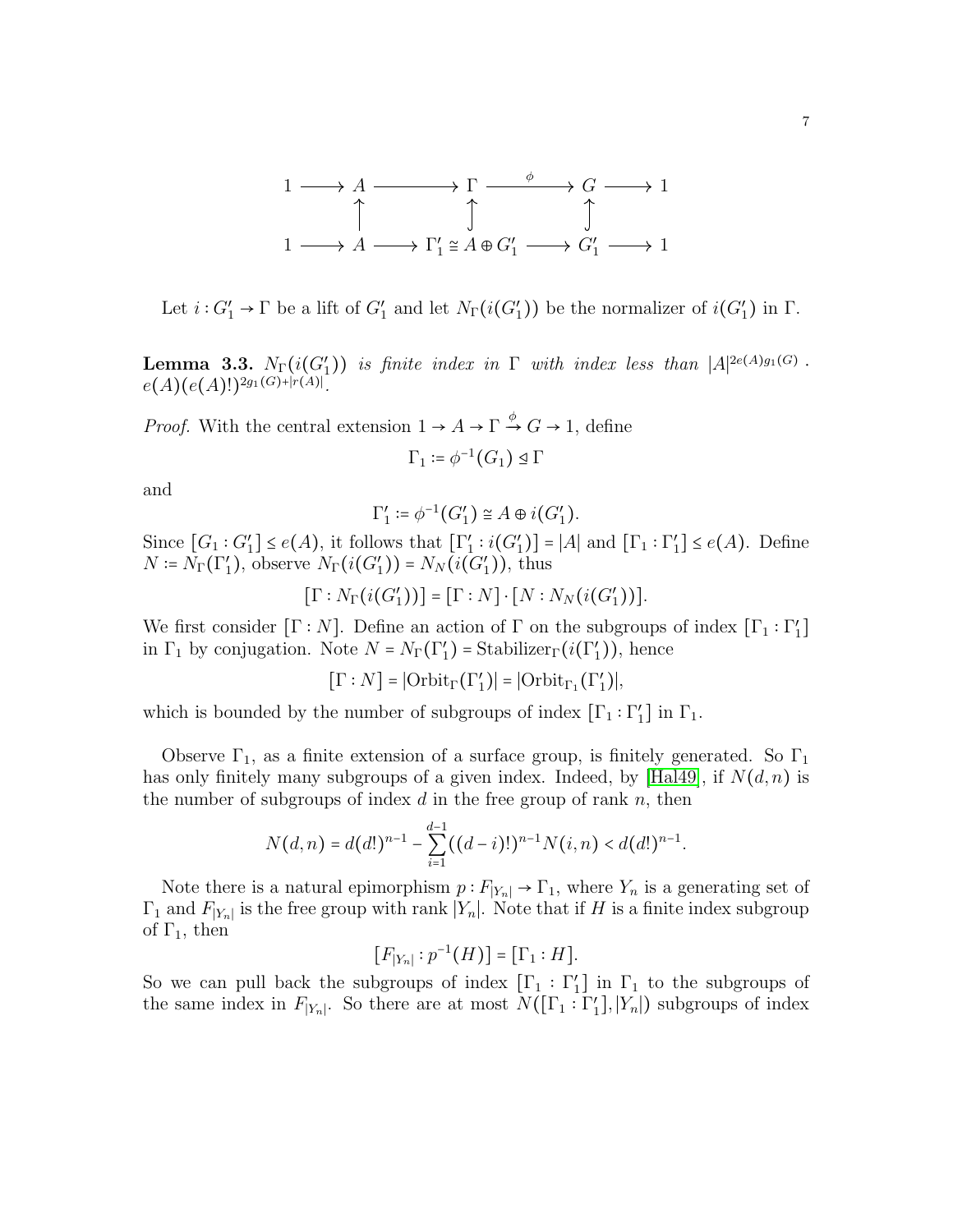$$
\begin{array}{ccccccccc}
1 & \longrightarrow & A & \longrightarrow & \Gamma & \xrightarrow{\phi} & G & \longrightarrow & 1 \\
 & & \uparrow & & \uparrow & & \uparrow & & \\
1 & \longrightarrow & A & \longrightarrow & \Gamma_1' \cong A \oplus G_1' & \longrightarrow & G_1' & \longrightarrow & 1
\end{array}
$$

Let $i : G_1' \to \Gamma$ be a lift of $G_1'$ and let $N_\Gamma(i(G_1'))$ be the normalizer of $i(G_1')$ in $\Gamma$.

**Lemma 3.3.** *$N_\Gamma(i(G_1'))$ is finite index in $\Gamma$ with index less than $|A|^{2e(A)g_1(G)} \cdot e(A)(e(A)!)^{2g_1(G)+|r(A)|}$.*

*Proof.* With the central extension $1 \to A \to \Gamma \xrightarrow{\phi} G \to 1$, define

$$\Gamma_1 := \phi^{-1}(G_1) \trianglelefteq \Gamma$$

and

$$\Gamma_1' := \phi^{-1}(G_1') \cong A \oplus i(G_1').$$

Since $[G_1 : G_1'] \le e(A)$, it follows that $[\Gamma_1' : i(G_1')] = |A|$ and $[\Gamma_1 : \Gamma_1'] \le e(A)$. Define $N := N_\Gamma(\Gamma_1')$, observe $N_\Gamma(i(G_1')) = N_N(i(G_1'))$, thus

$$[\Gamma : N_\Gamma(i(G_1'))] = [\Gamma : N] \cdot [N : N_N(i(G_1'))].$$

We first consider $[\Gamma : N]$. Define an action of $\Gamma$ on the subgroups of index $[\Gamma_1 : \Gamma_1']$ in $\Gamma_1$ by conjugation. Note $N = N_\Gamma(\Gamma_1') = \text{Stabilizer}_\Gamma(i(\Gamma_1'))$, hence

$$[\Gamma : N] = |\text{Orbit}_\Gamma(\Gamma_1')| = |\text{Orbit}_{\Gamma_1}(\Gamma_1')|,$$

which is bounded by the number of subgroups of index $[\Gamma_1 : \Gamma_1']$ in $\Gamma_1$.

Observe $\Gamma_1$, as a finite extension of a surface group, is finitely generated. So $\Gamma_1$ has only finitely many subgroups of a given index. Indeed, by [Hal49], if $N(d, n)$ is the number of subgroups of index $d$ in the free group of rank $n$, then

$$N(d, n) = d(d!)^{n-1} - \sum_{i=1}^{d-1} ((d-i)!)^{n-1} N(i, n) < d(d!)^{n-1}.$$

Note there is a natural epimorphism $p : F_{|Y_n|} \to \Gamma_1$, where $Y_n$ is a generating set of $\Gamma_1$ and $F_{|Y_n|}$ is the free group with rank $|Y_n|$. Note that if $H$ is a finite index subgroup of $\Gamma_1$, then

$$[F_{|Y_n|} : p^{-1}(H)] = [\Gamma_1 : H].$$

So we can pull back the subgroups of index $[\Gamma_1 : \Gamma_1']$ in $\Gamma_1$ to the subgroups of the same index in $F_{|Y_n|}$. So there are at most $N([\Gamma_1 : \Gamma_1'], |Y_n|)$ subgroups of index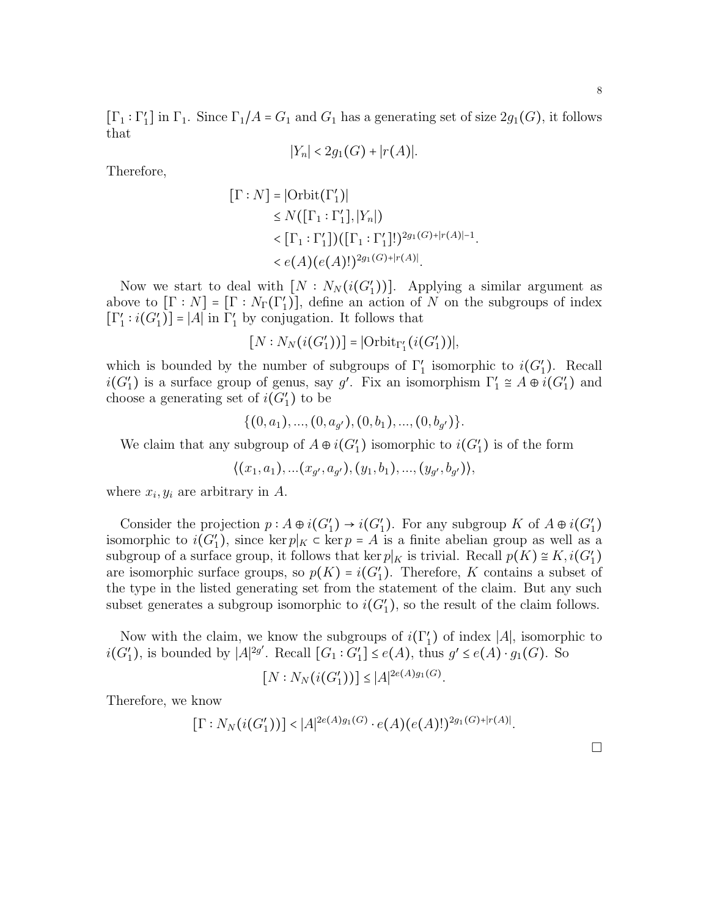$[\Gamma_1 : \Gamma_1']$ in $\Gamma_1$. Since $\Gamma_1/A = G_1$ and $G_1$ has a generating set of size $2g_1(G)$, it follows that

$$|Y_n| < 2g_1(G) + |r(A)|.$$

Therefore,

$$\begin{aligned}
[\Gamma : N] &= |\mathrm{Orbit}(\Gamma_1')| \\
&\leq N([\Gamma_1 : \Gamma_1'], |Y_n|) \\
&< [\Gamma_1 : \Gamma_1']([\Gamma_1 : \Gamma_1']!)^{2g_1(G)+|r(A)|-1}. \\
&< e(A)(e(A)!)^{2g_1(G)+|r(A)|}.
\end{aligned}$$

Now we start to deal with $[N : N_N(i(G_1'))]$. Applying a similar argument as above to $[\Gamma : N] = [\Gamma : N_\Gamma(\Gamma_1')]$, define an action of $N$ on the subgroups of index $[\Gamma_1' : i(G_1')] = |A|$ in $\Gamma_1'$ by conjugation. It follows that

$$[N : N_N(i(G_1'))] = |\mathrm{Orbit}_{\Gamma_1'}(i(G_1'))|,$$

which is bounded by the number of subgroups of $\Gamma_1'$ isomorphic to $i(G_1')$. Recall $i(G_1')$ is a surface group of genus, say $g'$. Fix an isomorphism $\Gamma_1' \cong A \oplus i(G_1')$ and choose a generating set of $i(G_1')$ to be

$$\{(0, a_1), ..., (0, a_{g'}), (0, b_1), ..., (0, b_{g'})\}.$$

We claim that any subgroup of $A \oplus i(G_1')$ isomorphic to $i(G_1')$ is of the form

$$\langle (x_1, a_1), ...(x_{g'}, a_{g'}), (y_1, b_1), ..., (y_{g'}, b_{g'}) \rangle,$$

where $x_i, y_i$ are arbitrary in $A$.

Consider the projection $p : A \oplus i(G_1') \to i(G_1')$. For any subgroup $K$ of $A \oplus i(G_1')$ isomorphic to $i(G_1')$, since $\ker p|_K \subset \ker p = A$ is a finite abelian group as well as a subgroup of a surface group, it follows that $\ker p|_K$ is trivial. Recall $p(K) \cong K, i(G_1')$ are isomorphic surface groups, so $p(K) = i(G_1')$. Therefore, $K$ contains a subset of the type in the listed generating set from the statement of the claim. But any such subset generates a subgroup isomorphic to $i(G_1')$, so the result of the claim follows.

Now with the claim, we know the subgroups of $i(\Gamma_1')$ of index $|A|$, isomorphic to $i(G_1')$, is bounded by $|A|^{2g'}$. Recall $[G_1 : G_1'] \leq e(A)$, thus $g' \leq e(A) \cdot g_1(G)$. So

$$[N : N_N(i(G_1'))] \leq |A|^{2e(A)g_1(G)}.$$

Therefore, we know

$$[\Gamma : N_N(i(G_1'))] < |A|^{2e(A)g_1(G)} \cdot e(A)(e(A)!)^{2g_1(G)+|r(A)|}.$$

□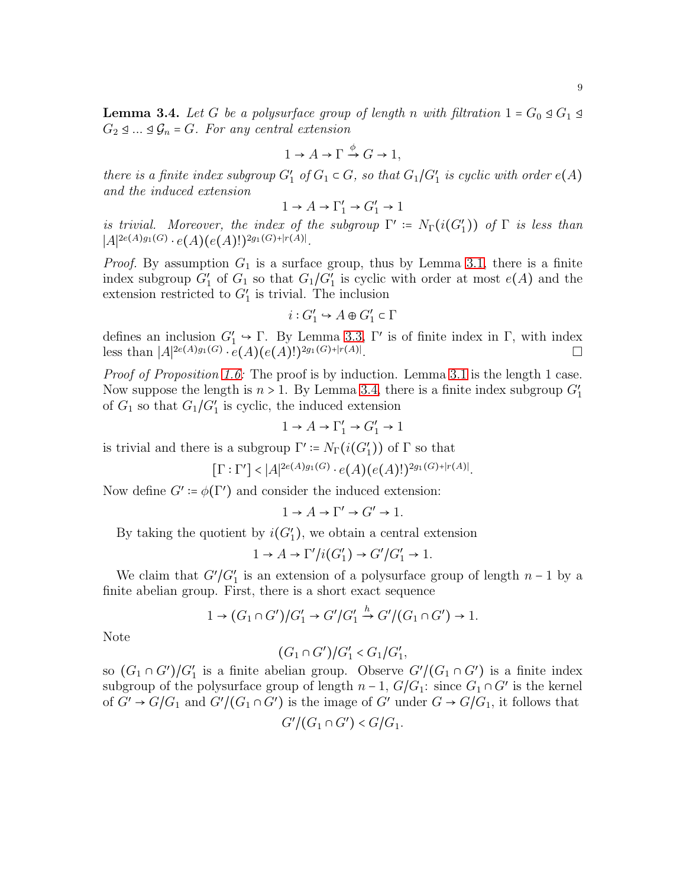**Lemma 3.4.** *Let $G$ be a polysurface group of length $n$ with filtration $1 = G_0 \trianglelefteq G_1 \trianglelefteq G_2 \trianglelefteq \ldots \trianglelefteq \mathcal{G}_n = G$. For any central extension*

$$1 \to A \to \Gamma \xrightarrow{\phi} G \to 1,$$

*there is a finite index subgroup $G_1'$ of $G_1 \subset G$, so that $G_1/G_1'$ is cyclic with order $e(A)$ and the induced extension*

$$1 \to A \to \Gamma_1' \to G_1' \to 1$$

*is trivial. Moreover, the index of the subgroup $\Gamma' := N_\Gamma(i(G_1'))$ of $\Gamma$ is less than $|A|^{2e(A)g_1(G)} \cdot e(A)(e(A)!)^{2g_1(G)+|r(A)|}$.*

*Proof.* By assumption $G_1$ is a surface group, thus by Lemma 3.1, there is a finite index subgroup $G_1'$ of $G_1$ so that $G_1/G_1'$ is cyclic with order at most $e(A)$ and the extension restricted to $G_1'$ is trivial. The inclusion

$$i : G_1' \hookrightarrow A \oplus G_1' \subset \Gamma$$

defines an inclusion $G_1' \hookrightarrow \Gamma$. By Lemma 3.3, $\Gamma'$ is of finite index in $\Gamma$, with index less than $|A|^{2e(A)g_1(G)} \cdot e(A)(e(A)!)^{2g_1(G)+|r(A)|}$. $\square$

*Proof of Proposition 1.6:* The proof is by induction. Lemma 3.1 is the length 1 case. Now suppose the length is $n > 1$. By Lemma 3.4, there is a finite index subgroup $G_1'$ of $G_1$ so that $G_1/G_1'$ is cyclic, the induced extension

$$1 \to A \to \Gamma_1' \to G_1' \to 1$$

is trivial and there is a subgroup $\Gamma' := N_\Gamma(i(G_1'))$ of $\Gamma$ so that

$$[\Gamma : \Gamma'] < |A|^{2e(A)g_1(G)} \cdot e(A)(e(A)!)^{2g_1(G)+|r(A)|}.$$

Now define $G' := \phi(\Gamma')$ and consider the induced extension:

$$1 \to A \to \Gamma' \to G' \to 1.$$

By taking the quotient by $i(G_1')$, we obtain a central extension

$$1 \to A \to \Gamma'/i(G_1') \to G'/G_1' \to 1.$$

We claim that $G'/G_1'$ is an extension of a polysurface group of length $n-1$ by a finite abelian group. First, there is a short exact sequence

$$1 \to (G_1 \cap G')/G_1' \to G'/G_1' \xrightarrow{h} G'/(G_1 \cap G') \to 1.$$

Note

$$(G_1 \cap G')/G_1' < G_1/G_1',$$

so $(G_1 \cap G')/G_1'$ is a finite abelian group. Observe $G'/(G_1 \cap G')$ is a finite index subgroup of the polysurface group of length $n-1$, $G/G_1$: since $G_1 \cap G'$ is the kernel of $G' \to G/G_1$ and $G'/(G_1 \cap G')$ is the image of $G'$ under $G \to G/G_1$, it follows that

$$G'/(G_1 \cap G') < G/G_1.$$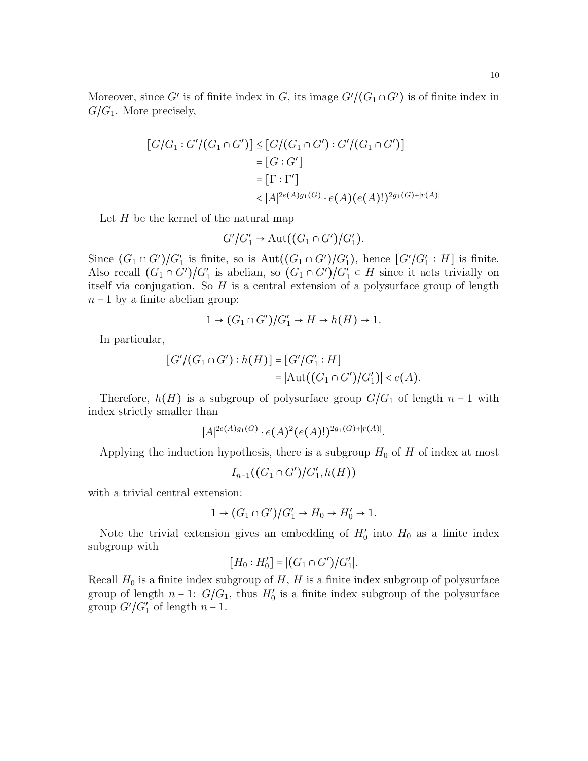Moreover, since $G'$ is of finite index in $G$, its image $G'/(G_1 \cap G')$ is of finite index in $G/G_1$. More precisely,

$$
\begin{aligned}
[G/G_1 : G'/(G_1 \cap G')] &\leq [G/(G_1 \cap G') : G'/(G_1 \cap G')] \\
&= [G : G'] \\
&= [\Gamma : \Gamma'] \\
&< |A|^{2e(A)g_1(G)} \cdot e(A)(e(A)!)^{2g_1(G)+|r(A)|}
\end{aligned}
$$

Let $H$ be the kernel of the natural map

$$G'/G'_1 \to \mathrm{Aut}((G_1 \cap G')/G'_1).$$

Since $(G_1 \cap G')/G'_1$ is finite, so is $\mathrm{Aut}((G_1 \cap G')/G'_1)$, hence $[G'/G'_1 : H]$ is finite. Also recall $(G_1 \cap G')/G'_1$ is abelian, so $(G_1 \cap G')/G'_1 \subset H$ since it acts trivially on itself via conjugation. So $H$ is a central extension of a polysurface group of length $n-1$ by a finite abelian group:

$$1 \to (G_1 \cap G')/G'_1 \to H \to h(H) \to 1.$$

In particular,

$$
\begin{aligned}
[G'/(G_1 \cap G') : h(H)] &= [G'/G'_1 : H] \\
&= |\mathrm{Aut}((G_1 \cap G')/G'_1)| < e(A).
\end{aligned}
$$

Therefore, $h(H)$ is a subgroup of polysurface group $G/G_1$ of length $n-1$ with index strictly smaller than

$$|A|^{2e(A)g_1(G)} \cdot e(A)^2(e(A)!)^{2g_1(G)+|r(A)|}.$$

Applying the induction hypothesis, there is a subgroup $H_0$ of $H$ of index at most

$$I_{n-1}((G_1 \cap G')/G'_1, h(H))$$

with a trivial central extension:

$$1 \to (G_1 \cap G')/G'_1 \to H_0 \to H'_0 \to 1.$$

Note the trivial extension gives an embedding of $H'_0$ into $H_0$ as a finite index subgroup with

$$[H_0 : H'_0] = |(G_1 \cap G')/G'_1|.$$

Recall $H_0$ is a finite index subgroup of $H$, $H$ is a finite index subgroup of polysurface group of length $n-1$: $G/G_1$, thus $H'_0$ is a finite index subgroup of the polysurface group $G'/G'_1$ of length $n-1$.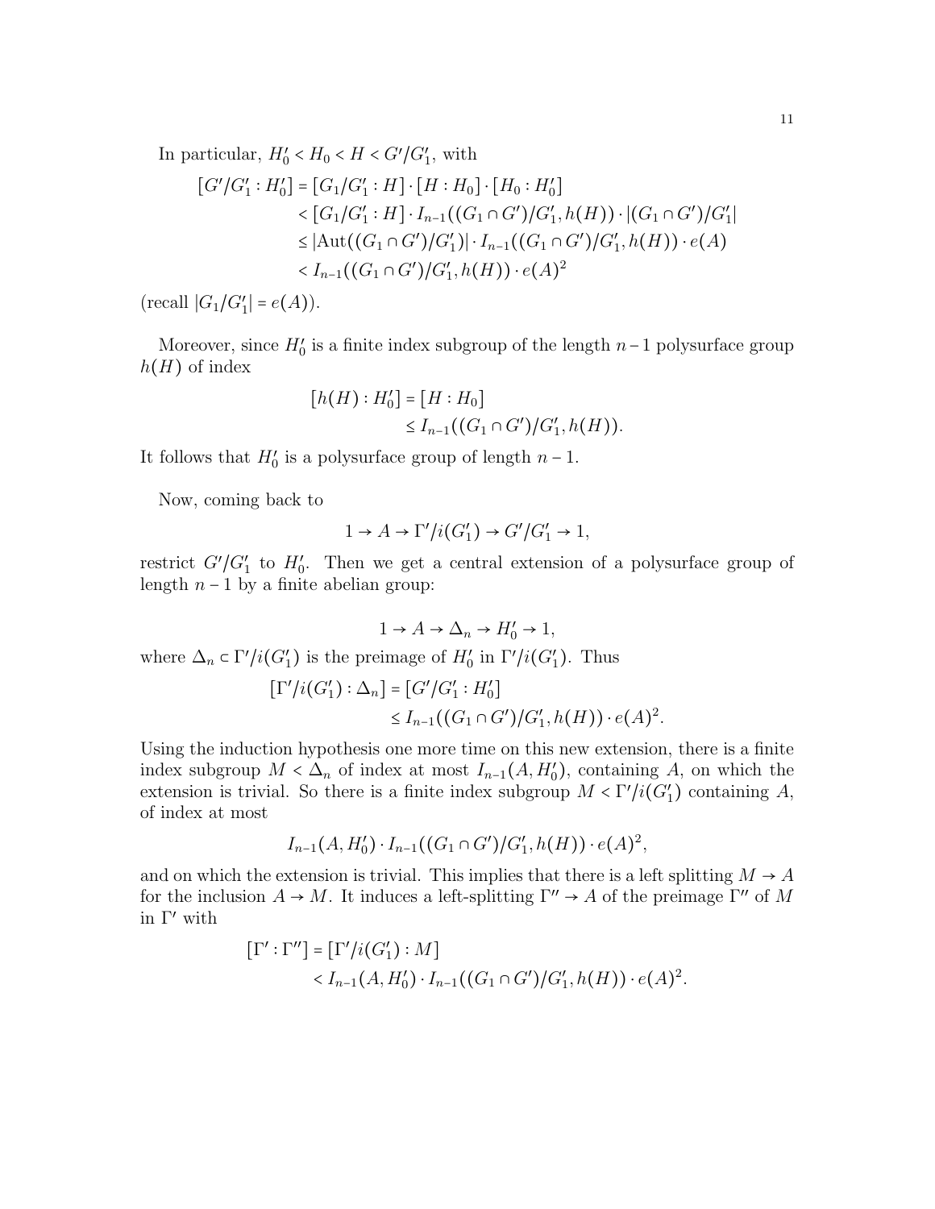In particular, $H_0' < H_0 < H < G'/G_1'$, with

$$
\begin{aligned}
[G'/G_1' : H_0'] &= [G_1/G_1' : H] \cdot [H : H_0] \cdot [H_0 : H_0'] \\
&< [G_1/G_1' : H] \cdot I_{n-1}((G_1 \cap G')/G_1', h(H)) \cdot |(G_1 \cap G')/G_1'| \\
&\leq |\mathrm{Aut}((G_1 \cap G')/G_1')| \cdot I_{n-1}((G_1 \cap G')/G_1', h(H)) \cdot e(A) \\
&< I_{n-1}((G_1 \cap G')/G_1', h(H)) \cdot e(A)^2
\end{aligned}
$$

(recall $|G_1/G_1'| = e(A)$).

Moreover, since $H_0'$ is a finite index subgroup of the length $n-1$ polysurface group $h(H)$ of index

$$
\begin{aligned}
[h(H) : H_0'] &= [H : H_0] \\
&\leq I_{n-1}((G_1 \cap G')/G_1', h(H)).
\end{aligned}
$$

It follows that $H_0'$ is a polysurface group of length $n-1$.

Now, coming back to

$$
1 \to A \to \Gamma'/i(G_1') \to G'/G_1' \to 1,
$$

restrict $G'/G_1'$ to $H_0'$. Then we get a central extension of a polysurface group of length $n-1$ by a finite abelian group:

$$
1 \to A \to \Delta_n \to H_0' \to 1,
$$

where $\Delta_n \subset \Gamma'/i(G_1')$ is the preimage of $H_0'$ in $\Gamma'/i(G_1')$. Thus

$$
\begin{aligned}
[\Gamma'/i(G_1') : \Delta_n] &= [G'/G_1' : H_0'] \\
&\leq I_{n-1}((G_1 \cap G')/G_1', h(H)) \cdot e(A)^2.
\end{aligned}
$$

Using the induction hypothesis one more time on this new extension, there is a finite index subgroup $M < \Delta_n$ of index at most $I_{n-1}(A, H_0')$, containing $A$, on which the extension is trivial. So there is a finite index subgroup $M < \Gamma'/i(G_1')$ containing $A$, of index at most

$$
I_{n-1}(A, H_0') \cdot I_{n-1}((G_1 \cap G')/G_1', h(H)) \cdot e(A)^2,
$$

and on which the extension is trivial. This implies that there is a left splitting $M \to A$ for the inclusion $A \to M$. It induces a left-splitting $\Gamma'' \to A$ of the preimage $\Gamma''$ of $M$ in $\Gamma'$ with

$$
\begin{aligned}
[\Gamma' : \Gamma''] &= [\Gamma'/i(G_1') : M] \\
&< I_{n-1}(A, H_0') \cdot I_{n-1}((G_1 \cap G')/G_1', h(H)) \cdot e(A)^2.
\end{aligned}
$$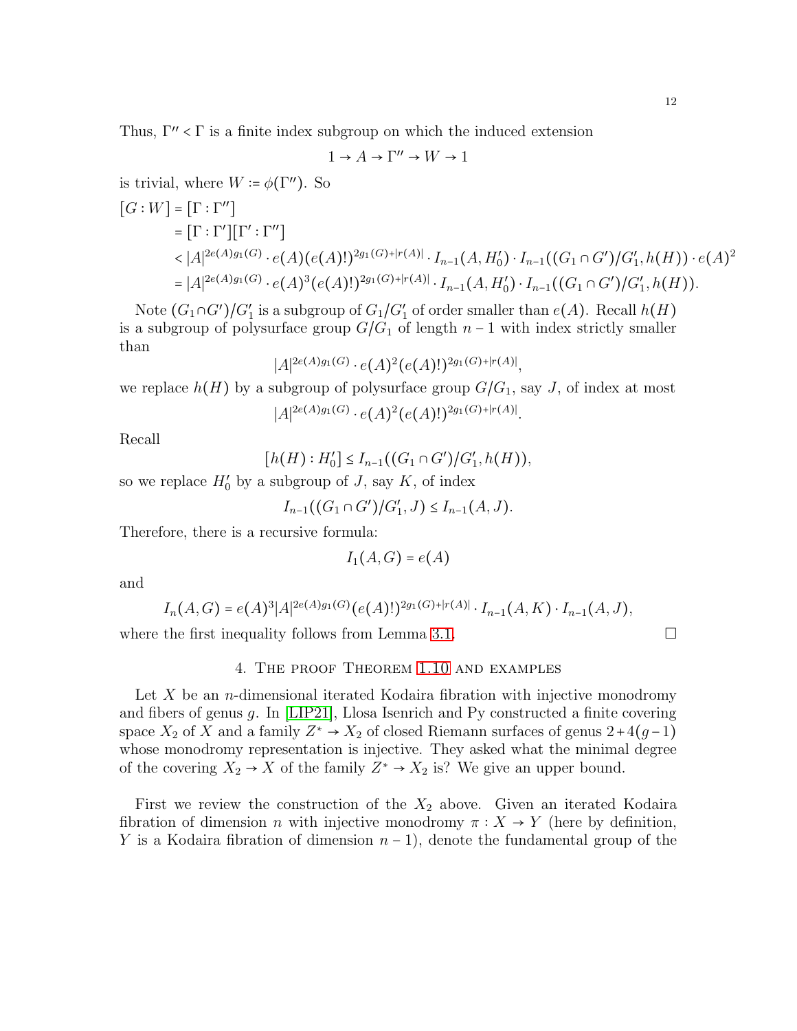Thus, $\Gamma'' < \Gamma$ is a finite index subgroup on which the induced extension

$$1 \to A \to \Gamma'' \to W \to 1$$

is trivial, where $W := \phi(\Gamma'')$. So

$$\begin{aligned}
[G:W] &= [\Gamma:\Gamma''] \\
&= [\Gamma:\Gamma'][\Gamma':\Gamma''] \\
&< |A|^{2e(A)g_1(G)} \cdot e(A)(e(A)!)^{2g_1(G)+|r(A)|} \cdot I_{n-1}(A, H_0') \cdot I_{n-1}((G_1 \cap G')/G_1', h(H)) \cdot e(A)^2 \\
&= |A|^{2e(A)g_1(G)} \cdot e(A)^3 (e(A)!)^{2g_1(G)+|r(A)|} \cdot I_{n-1}(A, H_0') \cdot I_{n-1}((G_1 \cap G')/G_1', h(H)).
\end{aligned}$$

Note $(G_1 \cap G')/G_1'$ is a subgroup of $G_1/G_1'$ of order smaller than $e(A)$. Recall $h(H)$ is a subgroup of polysurface group $G/G_1$ of length $n-1$ with index strictly smaller than

$$|A|^{2e(A)g_1(G)} \cdot e(A)^2 (e(A)!)^{2g_1(G)+|r(A)|},$$

we replace $h(H)$ by a subgroup of polysurface group $G/G_1$, say $J$, of index at most

$$|A|^{2e(A)g_1(G)} \cdot e(A)^2 (e(A)!)^{2g_1(G)+|r(A)|}.$$

Recall

$$[h(H) : H_0'] \le I_{n-1}((G_1 \cap G')/G_1', h(H)),$$

so we replace $H_0'$ by a subgroup of $J$, say $K$, of index

$$I_{n-1}((G_1 \cap G')/G_1', J) \le I_{n-1}(A, J).$$

Therefore, there is a recursive formula:

$$I_1(A, G) = e(A)$$

and

$$I_n(A, G) = e(A)^3 |A|^{2e(A)g_1(G)} (e(A)!)^{2g_1(G)+|r(A)|} \cdot I_{n-1}(A, K) \cdot I_{n-1}(A, J),$$

where the first inequality follows from Lemma 3.1. □

## 4. The proof Theorem 1.10 and examples

Let $X$ be an $n$-dimensional iterated Kodaira fibration with injective monodromy and fibers of genus $g$. In [LIP21], Llosa Isenrich and Py constructed a finite covering space $X_2$ of $X$ and a family $Z^* \to X_2$ of closed Riemann surfaces of genus $2+4(g-1)$ whose monodromy representation is injective. They asked what the minimal degree of the covering $X_2 \to X$ of the family $Z^* \to X_2$ is? We give an upper bound.

First we review the construction of the $X_2$ above. Given an iterated Kodaira fibration of dimension $n$ with injective monodromy $\pi : X \to Y$ (here by definition, $Y$ is a Kodaira fibration of dimension $n-1$), denote the fundamental group of the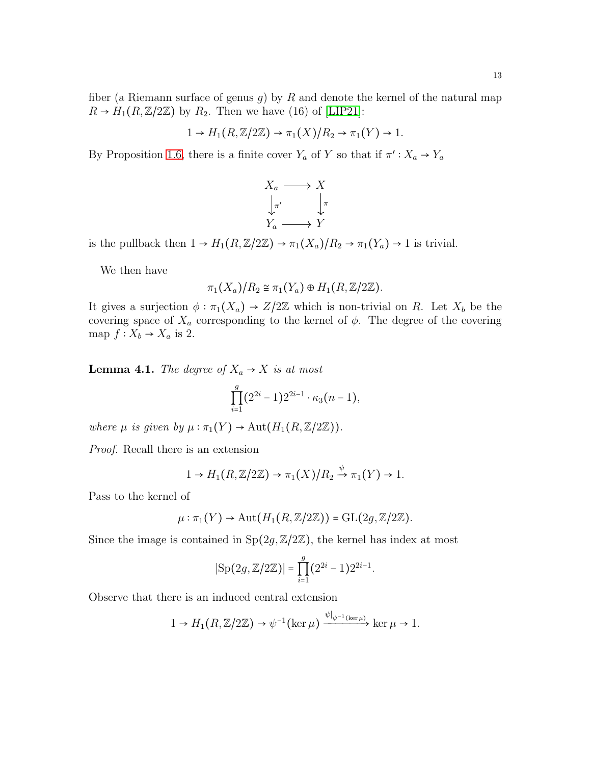fiber (a Riemann surface of genus $g$) by $R$ and denote the kernel of the natural map $R \to H_1(R, \mathbb{Z}/2\mathbb{Z})$ by $R_2$. Then we have (16) of [LIP21]:

$$1 \to H_1(R, \mathbb{Z}/2\mathbb{Z}) \to \pi_1(X)/R_2 \to \pi_1(Y) \to 1.$$

By Proposition 1.6, there is a finite cover $Y_a$ of $Y$ so that if $\pi' : X_a \to Y_a$

$$\begin{array}{ccc} X_a & \longrightarrow & X \\ \downarrow{\scriptstyle \pi'} & & \downarrow{\scriptstyle \pi} \\ Y_a & \longrightarrow & Y \end{array}$$

is the pullback then $1 \to H_1(R, \mathbb{Z}/2\mathbb{Z}) \to \pi_1(X_a)/R_2 \to \pi_1(Y_a) \to 1$ is trivial.

We then have

$$\pi_1(X_a)/R_2 \cong \pi_1(Y_a) \oplus H_1(R, \mathbb{Z}/2\mathbb{Z}).$$

It gives a surjection $\phi : \pi_1(X_a) \to Z/2\mathbb{Z}$ which is non-trivial on $R$. Let $X_b$ be the covering space of $X_a$ corresponding to the kernel of $\phi$. The degree of the covering map $f : X_b \to X_a$ is 2.

**Lemma 4.1.** *The degree of $X_a \to X$ is at most*

$$\prod_{i=1}^{g} (2^{2i} - 1) 2^{2i-1} \cdot \kappa_3(n-1),$$

*where $\mu$ is given by $\mu : \pi_1(Y) \to \mathrm{Aut}(H_1(R, \mathbb{Z}/2\mathbb{Z}))$.*

*Proof.* Recall there is an extension

$$1 \to H_1(R, \mathbb{Z}/2\mathbb{Z}) \to \pi_1(X)/R_2 \xrightarrow{\psi} \pi_1(Y) \to 1.$$

Pass to the kernel of

$$\mu : \pi_1(Y) \to \mathrm{Aut}(H_1(R, \mathbb{Z}/2\mathbb{Z})) = \mathrm{GL}(2g, \mathbb{Z}/2\mathbb{Z}).$$

Since the image is contained in $\mathrm{Sp}(2g, \mathbb{Z}/2\mathbb{Z})$, the kernel has index at most

$$|\mathrm{Sp}(2g, \mathbb{Z}/2\mathbb{Z})| = \prod_{i=1}^{g} (2^{2i} - 1) 2^{2i-1}.$$

Observe that there is an induced central extension

$$1 \to H_1(R, \mathbb{Z}/2\mathbb{Z}) \to \psi^{-1}(\ker \mu) \xrightarrow{\psi|_{\psi^{-1}(\ker \mu)}} \ker \mu \to 1.$$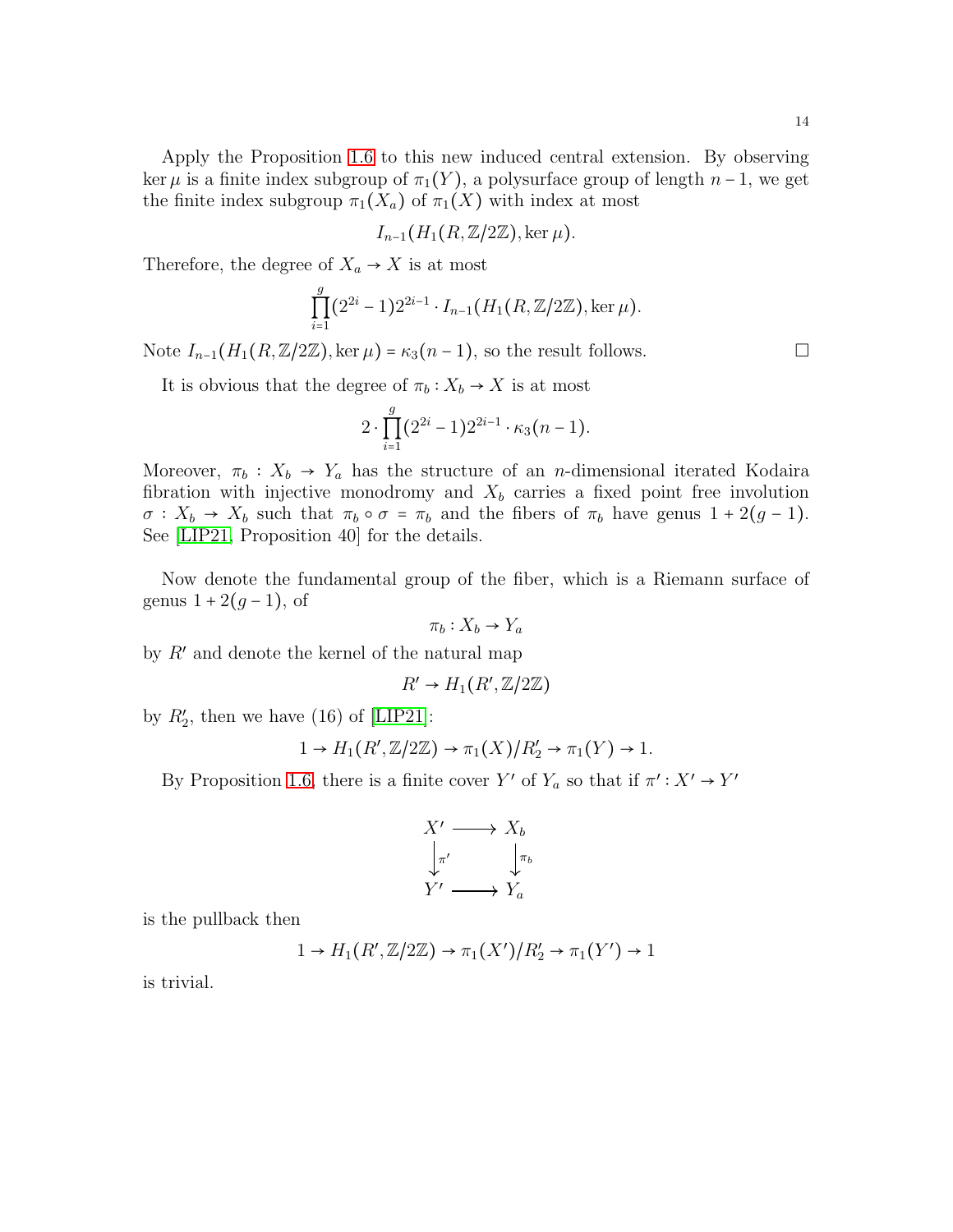Apply the Proposition 1.6 to this new induced central extension. By observing $\ker \mu$ is a finite index subgroup of $\pi_1(Y)$, a polysurface group of length $n-1$, we get the finite index subgroup $\pi_1(X_a)$ of $\pi_1(X)$ with index at most

$$I_{n-1}(H_1(R, \mathbb{Z}/2\mathbb{Z}), \ker \mu).$$

Therefore, the degree of $X_a \to X$ is at most

$$\prod_{i=1}^{g}(2^{2i}-1)2^{2i-1} \cdot I_{n-1}(H_1(R, \mathbb{Z}/2\mathbb{Z}), \ker \mu).$$

Note $I_{n-1}(H_1(R, \mathbb{Z}/2\mathbb{Z}), \ker \mu) = \kappa_3(n-1)$, so the result follows. $\square$

It is obvious that the degree of $\pi_b : X_b \to X$ is at most

$$2 \cdot \prod_{i=1}^{g}(2^{2i}-1)2^{2i-1} \cdot \kappa_3(n-1).$$

Moreover, $\pi_b : X_b \to Y_a$ has the structure of an $n$-dimensional iterated Kodaira fibration with injective monodromy and $X_b$ carries a fixed point free involution $\sigma : X_b \to X_b$ such that $\pi_b \circ \sigma = \pi_b$ and the fibers of $\pi_b$ have genus $1 + 2(g-1)$. See [LIP21, Proposition 40] for the details.

Now denote the fundamental group of the fiber, which is a Riemann surface of genus $1 + 2(g-1)$, of

$$\pi_b : X_b \to Y_a$$

by $R'$ and denote the kernel of the natural map

$$R' \to H_1(R', \mathbb{Z}/2\mathbb{Z})$$

by $R'_2$, then we have (16) of [LIP21]:

$$1 \to H_1(R', \mathbb{Z}/2\mathbb{Z}) \to \pi_1(X)/R'_2 \to \pi_1(Y) \to 1.$$

By Proposition 1.6, there is a finite cover $Y'$ of $Y_a$ so that if $\pi' : X' \to Y'$

$$\begin{array}{ccc} X' & \longrightarrow & X_b \\ \big\downarrow{\scriptstyle \pi'} & & \big\downarrow{\scriptstyle \pi_b} \\ Y' & \longrightarrow & Y_a \end{array}$$

is the pullback then

$$1 \to H_1(R', \mathbb{Z}/2\mathbb{Z}) \to \pi_1(X')/R'_2 \to \pi_1(Y') \to 1$$

is trivial.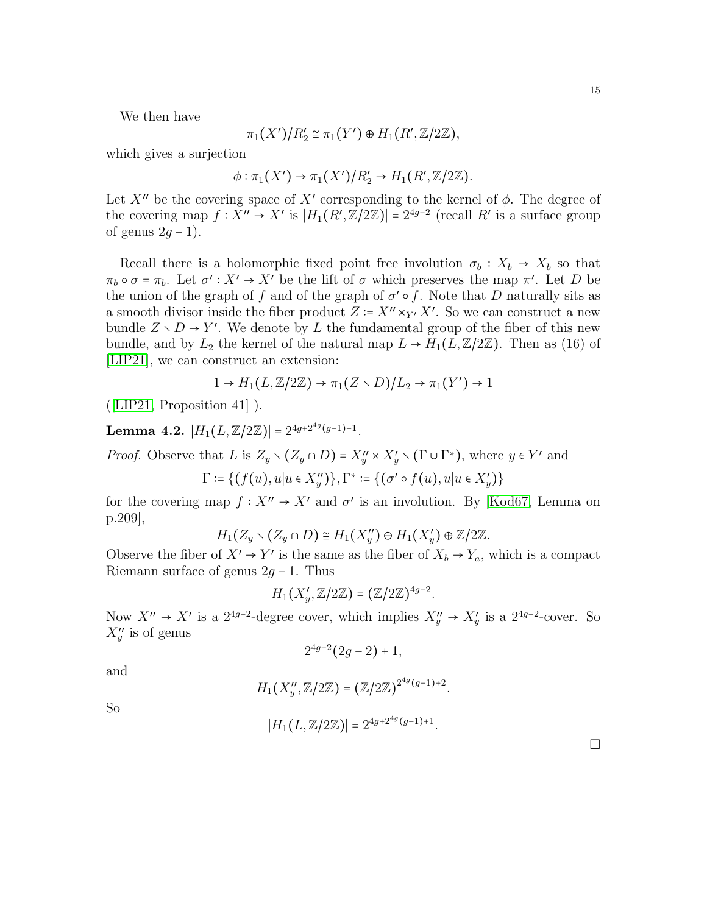We then have

$$\pi_1(X')/R_2' \cong \pi_1(Y') \oplus H_1(R', \mathbb{Z}/2\mathbb{Z}),$$

which gives a surjection

$$\phi : \pi_1(X') \to \pi_1(X')/R_2' \to H_1(R', \mathbb{Z}/2\mathbb{Z}).$$

Let $X''$ be the covering space of $X'$ corresponding to the kernel of $\phi$. The degree of the covering map $f : X'' \to X'$ is $|H_1(R', \mathbb{Z}/2\mathbb{Z})| = 2^{4g-2}$ (recall $R'$ is a surface group of genus $2g-1$).

Recall there is a holomorphic fixed point free involution $\sigma_b : X_b \to X_b$ so that $\pi_b \circ \sigma = \pi_b$. Let $\sigma' : X' \to X'$ be the lift of $\sigma$ which preserves the map $\pi'$. Let $D$ be the union of the graph of $f$ and of the graph of $\sigma' \circ f$. Note that $D$ naturally sits as a smooth divisor inside the fiber product $Z := X'' \times_{Y'} X'$. So we can construct a new bundle $Z \setminus D \to Y'$. We denote by $L$ the fundamental group of the fiber of this new bundle, and by $L_2$ the kernel of the natural map $L \to H_1(L, \mathbb{Z}/2\mathbb{Z})$. Then as (16) of [LIP21], we can construct an extension:

$$1 \to H_1(L, \mathbb{Z}/2\mathbb{Z}) \to \pi_1(Z \setminus D)/L_2 \to \pi_1(Y') \to 1$$

([LIP21, Proposition 41] ).

**Lemma 4.2.** $|H_1(L, \mathbb{Z}/2\mathbb{Z})| = 2^{4g+2^{4g}(g-1)+1}$.

*Proof.* Observe that $L$ is $Z_y \setminus (Z_y \cap D) = X_y'' \times X_y' \setminus (\Gamma \cup \Gamma^*)$, where $y \in Y'$ and

$$\Gamma := \{(f(u), u | u \in X_y'')\}, \Gamma^* := \{(\sigma' \circ f(u), u | u \in X_y')\}$$

for the covering map $f : X'' \to X'$ and $\sigma'$ is an involution. By [Kod67, Lemma on p.209],

$$H_1(Z_y \setminus (Z_y \cap D) \cong H_1(X_y'') \oplus H_1(X_y') \oplus \mathbb{Z}/2\mathbb{Z}.$$

Observe the fiber of $X' \to Y'$ is the same as the fiber of $X_b \to Y_a$, which is a compact Riemann surface of genus $2g-1$. Thus

$$H_1(X_y', \mathbb{Z}/2\mathbb{Z}) = (\mathbb{Z}/2\mathbb{Z})^{4g-2}.$$

Now $X'' \to X'$ is a $2^{4g-2}$-degree cover, which implies $X_y'' \to X_y'$ is a $2^{4g-2}$-cover. So $X_y''$ is of genus

$$2^{4g-2}(2g-2) + 1,$$

and

$$H_1(X_y'', \mathbb{Z}/2\mathbb{Z}) = (\mathbb{Z}/2\mathbb{Z})^{2^{4g}(g-1)+2}.$$

So

$$|H_1(L, \mathbb{Z}/2\mathbb{Z})| = 2^{4g+2^{4g}(g-1)+1}.$$

□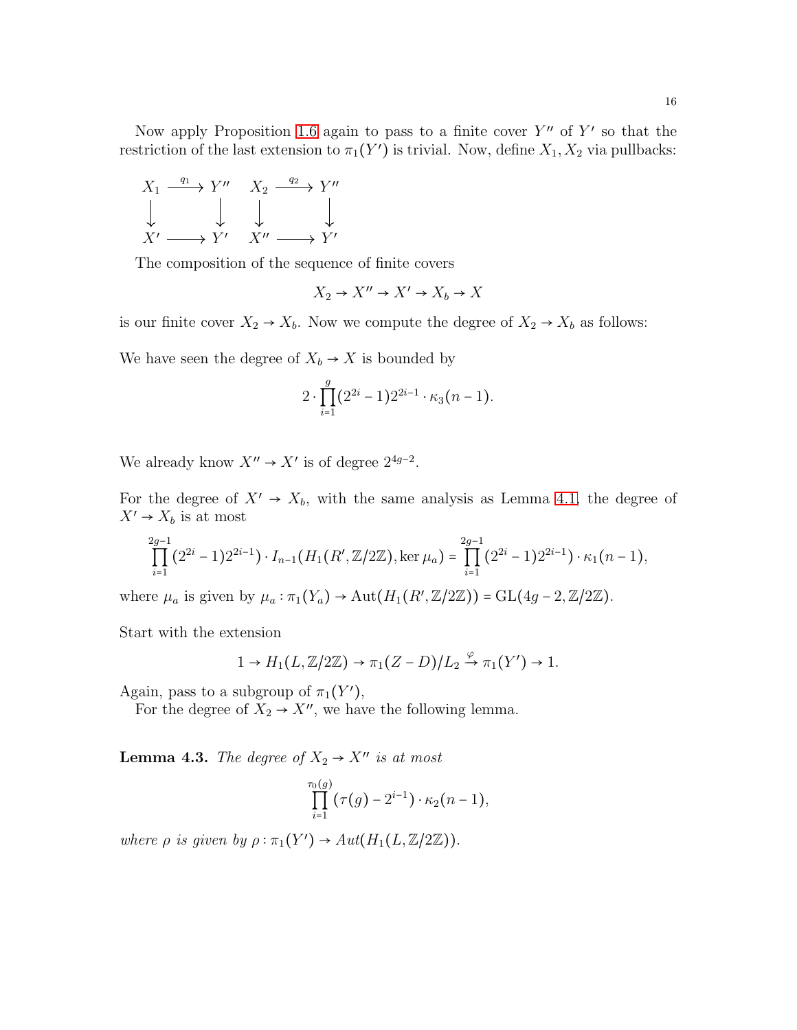Now apply Proposition 1.6 again to pass to a finite cover $Y''$ of $Y'$ so that the restriction of the last extension to $\pi_1(Y')$ is trivial. Now, define $X_1, X_2$ via pullbacks:

$$
\begin{array}{ccc}
X_1 & \xrightarrow{q_1} & Y'' \\
\downarrow & & \downarrow \\
X' & \longrightarrow & Y'
\end{array}
\qquad
\begin{array}{ccc}
X_2 & \xrightarrow{q_2} & Y'' \\
\downarrow & & \downarrow \\
X'' & \longrightarrow & Y'
\end{array}
$$

The composition of the sequence of finite covers

$$X_2 \to X'' \to X' \to X_b \to X$$

is our finite cover $X_2 \to X_b$. Now we compute the degree of $X_2 \to X_b$ as follows:

We have seen the degree of $X_b \to X$ is bounded by

$$2 \cdot \prod_{i=1}^{g} (2^{2i} - 1) 2^{2i-1} \cdot \kappa_3(n-1).$$

We already know $X'' \to X'$ is of degree $2^{4g-2}$.

For the degree of $X' \to X_b$, with the same analysis as Lemma 4.1, the degree of $X' \to X_b$ is at most

$$\prod_{i=1}^{2g-1} (2^{2i} - 1) 2^{2i-1}) \cdot I_{n-1}(H_1(R', \mathbb{Z}/2\mathbb{Z}), \ker \mu_a) = \prod_{i=1}^{2g-1} (2^{2i} - 1) 2^{2i-1}) \cdot \kappa_1(n-1),$$

where $\mu_a$ is given by $\mu_a : \pi_1(Y_a) \to \mathrm{Aut}(H_1(R', \mathbb{Z}/2\mathbb{Z})) = \mathrm{GL}(4g-2, \mathbb{Z}/2\mathbb{Z})$.

Start with the extension

$$1 \to H_1(L, \mathbb{Z}/2\mathbb{Z}) \to \pi_1(Z - D)/L_2 \xrightarrow{\varphi} \pi_1(Y') \to 1.$$

Again, pass to a subgroup of $\pi_1(Y')$,

For the degree of $X_2 \to X''$, we have the following lemma.

**Lemma 4.3.** *The degree of $X_2 \to X''$ is at most*

$$\prod_{i=1}^{\tau_0(g)} (\tau(g) - 2^{i-1}) \cdot \kappa_2(n-1),$$

*where $\rho$ is given by $\rho : \pi_1(Y') \to Aut(H_1(L, \mathbb{Z}/2\mathbb{Z}))$.*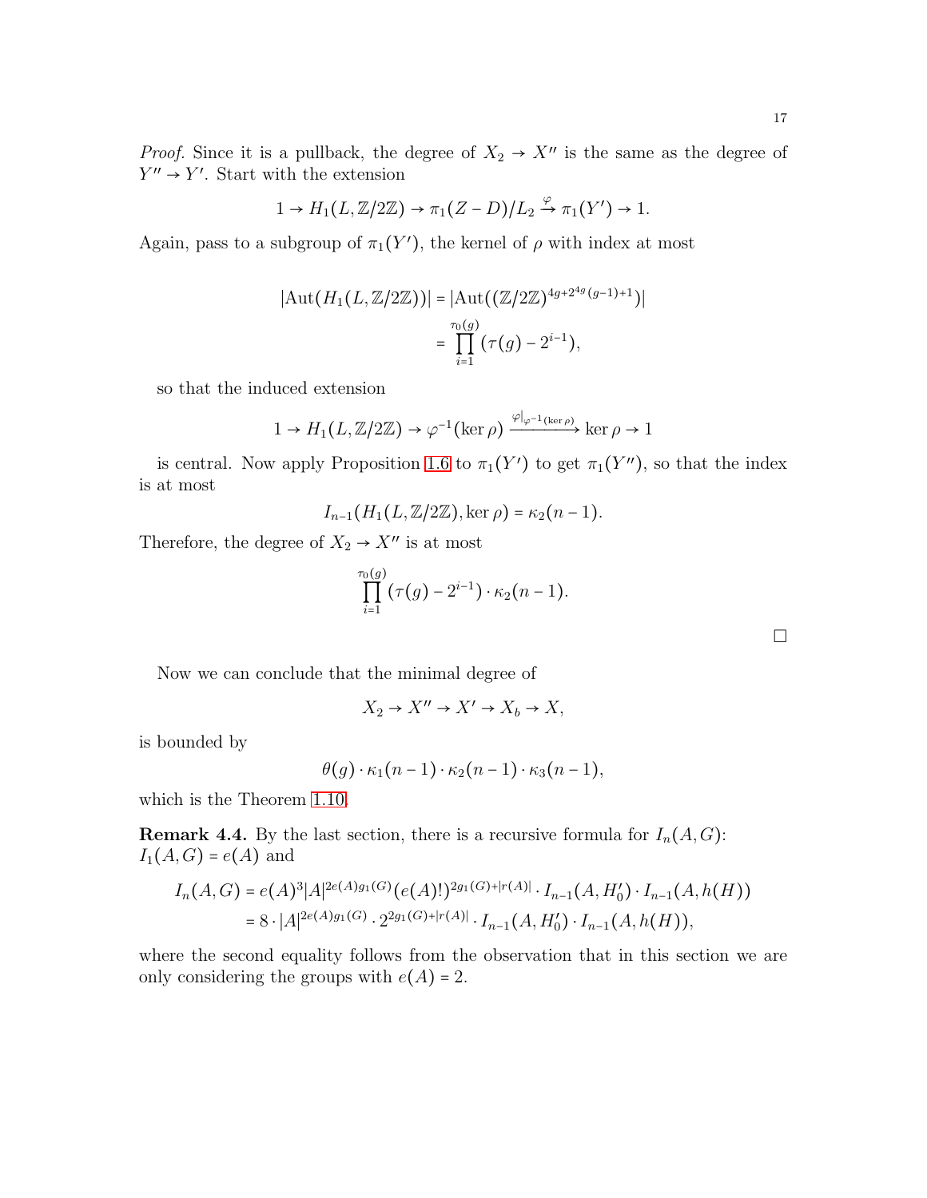*Proof.* Since it is a pullback, the degree of $X_2 \to X''$ is the same as the degree of $Y'' \to Y'$. Start with the extension

$$1 \to H_1(L, \mathbb{Z}/2\mathbb{Z}) \to \pi_1(Z - D)/L_2 \xrightarrow{\varphi} \pi_1(Y') \to 1.$$

Again, pass to a subgroup of $\pi_1(Y')$, the kernel of $\rho$ with index at most

$$\begin{aligned} |\mathrm{Aut}(H_1(L, \mathbb{Z}/2\mathbb{Z}))| &= |\mathrm{Aut}((\mathbb{Z}/2\mathbb{Z})^{4g+2^{4g}(g-1)+1})| \\ &= \prod_{i=1}^{\tau_0(g)} (\tau(g) - 2^{i-1}), \end{aligned}$$

so that the induced extension

$$1 \to H_1(L, \mathbb{Z}/2\mathbb{Z}) \to \varphi^{-1}(\ker \rho) \xrightarrow{\varphi|_{\varphi^{-1}(\ker \rho)}} \ker \rho \to 1$$

is central. Now apply Proposition 1.6 to $\pi_1(Y')$ to get $\pi_1(Y'')$, so that the index is at most

$$I_{n-1}(H_1(L, \mathbb{Z}/2\mathbb{Z}), \ker \rho) = \kappa_2(n-1).$$

Therefore, the degree of $X_2 \to X''$ is at most

$$\prod_{i=1}^{\tau_0(g)} (\tau(g) - 2^{i-1}) \cdot \kappa_2(n-1).$$

$\square$

Now we can conclude that the minimal degree of

$$X_2 \to X'' \to X' \to X_b \to X,$$

is bounded by

$$\theta(g) \cdot \kappa_1(n-1) \cdot \kappa_2(n-1) \cdot \kappa_3(n-1),$$

which is the Theorem 1.10.

**Remark 4.4.** By the last section, there is a recursive formula for $I_n(A, G)$: $I_1(A, G) = e(A)$ and

$$\begin{aligned} I_n(A, G) &= e(A)^3 |A|^{2e(A)g_1(G)} (e(A)!)^{2g_1(G)+|r(A)|} \cdot I_{n-1}(A, H_0') \cdot I_{n-1}(A, h(H)) \\ &= 8 \cdot |A|^{2e(A)g_1(G)} \cdot 2^{2g_1(G)+|r(A)|} \cdot I_{n-1}(A, H_0') \cdot I_{n-1}(A, h(H)), \end{aligned}$$

where the second equality follows from the observation that in this section we are only considering the groups with $e(A) = 2$.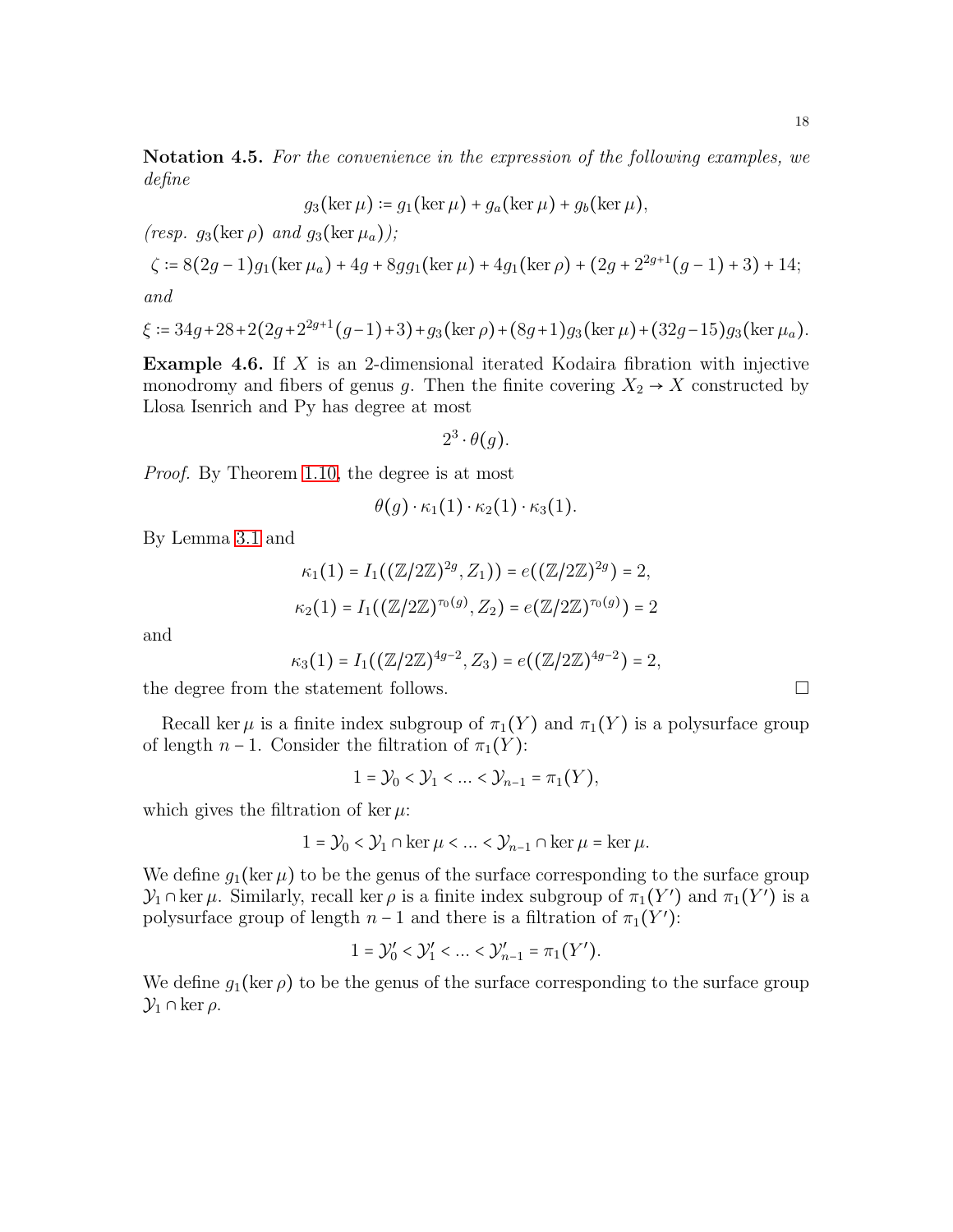**Notation 4.5.** *For the convenience in the expression of the following examples, we define*

$$g_3(\ker\mu) := g_1(\ker\mu) + g_a(\ker\mu) + g_b(\ker\mu),$$

*(resp. $g_3(\ker\rho)$ and $g_3(\ker\mu_a)$);*

$$\zeta := 8(2g-1)g_1(\ker\mu_a) + 4g + 8gg_1(\ker\mu) + 4g_1(\ker\rho) + (2g + 2^{2g+1}(g-1)+3) + 14;$$

*and*

$$\xi := 34g+28+2(2g+2^{2g+1}(g-1)+3)+g_3(\ker\rho)+(8g+1)g_3(\ker\mu)+(32g-15)g_3(\ker\mu_a).$$

**Example 4.6.** If $X$ is an 2-dimensional iterated Kodaira fibration with injective monodromy and fibers of genus $g$. Then the finite covering $X_2 \to X$ constructed by Llosa Isenrich and Py has degree at most

$$2^3 \cdot \theta(g).$$

*Proof.* By Theorem 1.10, the degree is at most

$$\theta(g)\cdot\kappa_1(1)\cdot\kappa_2(1)\cdot\kappa_3(1).$$

By Lemma 3.1 and

$$\kappa_1(1) = I_1((\mathbb{Z}/2\mathbb{Z})^{2g}, Z_1)) = e((\mathbb{Z}/2\mathbb{Z})^{2g}) = 2,$$

$$\kappa_2(1) = I_1((\mathbb{Z}/2\mathbb{Z})^{\tau_0(g)}, Z_2) = e(\mathbb{Z}/2\mathbb{Z})^{\tau_0(g)}) = 2$$

and

$$\kappa_3(1) = I_1((\mathbb{Z}/2\mathbb{Z})^{4g-2}, Z_3) = e((\mathbb{Z}/2\mathbb{Z})^{4g-2}) = 2,$$

the degree from the statement follows. □

Recall $\ker\mu$ is a finite index subgroup of $\pi_1(Y)$ and $\pi_1(Y)$ is a polysurface group of length $n-1$. Consider the filtration of $\pi_1(Y)$:

$$1 = \mathcal{Y}_0 < \mathcal{Y}_1 < \ldots < \mathcal{Y}_{n-1} = \pi_1(Y),$$

which gives the filtration of $\ker\mu$:

$$1 = \mathcal{Y}_0 < \mathcal{Y}_1 \cap \ker\mu < \ldots < \mathcal{Y}_{n-1} \cap \ker\mu = \ker\mu.$$

We define $g_1(\ker\mu)$ to be the genus of the surface corresponding to the surface group $\mathcal{Y}_1 \cap \ker\mu$. Similarly, recall $\ker\rho$ is a finite index subgroup of $\pi_1(Y')$ and $\pi_1(Y')$ is a polysurface group of length $n-1$ and there is a filtration of $\pi_1(Y')$:

$$1 = \mathcal{Y}'_0 < \mathcal{Y}'_1 < \ldots < \mathcal{Y}'_{n-1} = \pi_1(Y').$$

We define $g_1(\ker\rho)$ to be the genus of the surface corresponding to the surface group $\mathcal{Y}_1 \cap \ker\rho$.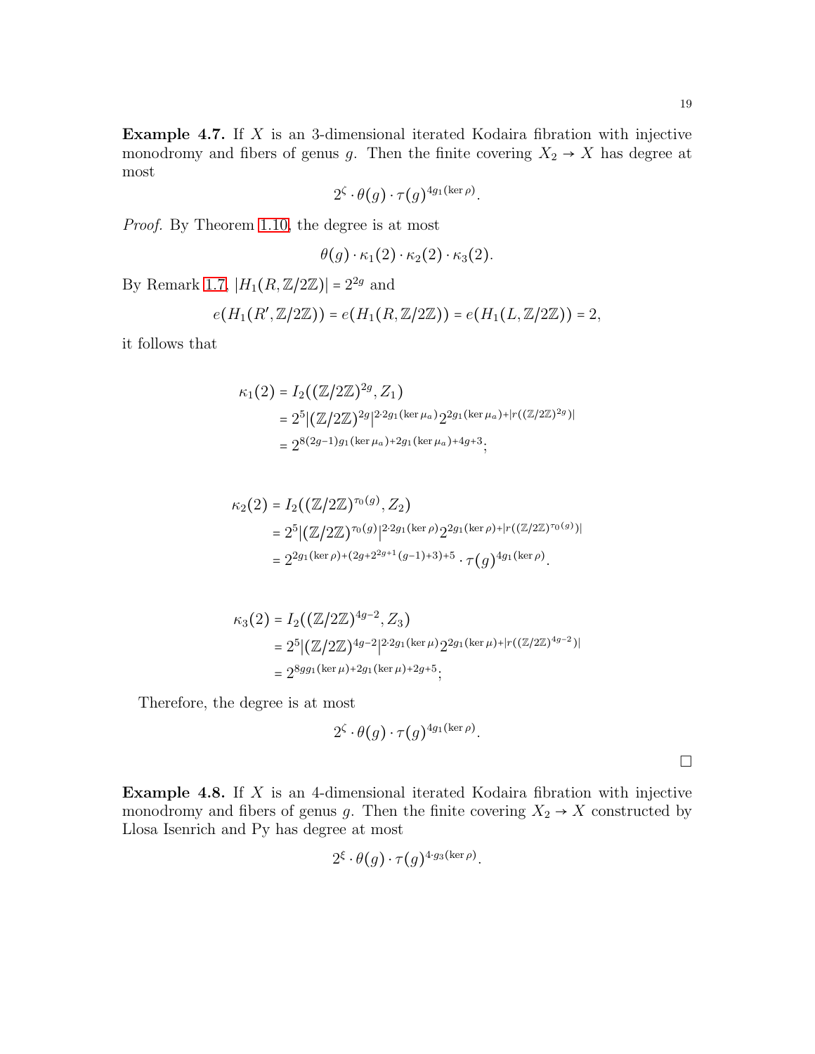**Example 4.7.** If $X$ is an 3-dimensional iterated Kodaira fibration with injective monodromy and fibers of genus $g$. Then the finite covering $X_2 \to X$ has degree at most

$$2^{\zeta} \cdot \theta(g) \cdot \tau(g)^{4g_1(\ker \rho)}.$$

*Proof.* By Theorem 1.10, the degree is at most

$$\theta(g) \cdot \kappa_1(2) \cdot \kappa_2(2) \cdot \kappa_3(2).$$

By Remark 1.7, $|H_1(R, \mathbb{Z}/2\mathbb{Z})| = 2^{2g}$ and

$$e(H_1(R', \mathbb{Z}/2\mathbb{Z})) = e(H_1(R, \mathbb{Z}/2\mathbb{Z})) = e(H_1(L, \mathbb{Z}/2\mathbb{Z})) = 2,$$

it follows that

$$\begin{aligned}
\kappa_1(2) &= I_2((\mathbb{Z}/2\mathbb{Z})^{2g}, Z_1) \\
&= 2^5 |(\mathbb{Z}/2\mathbb{Z})^{2g}|^{2 \cdot 2g_1(\ker \mu_a)} 2^{2g_1(\ker \mu_a) + |r((\mathbb{Z}/2\mathbb{Z})^{2g})|} \\
&= 2^{8(2g-1)g_1(\ker \mu_a) + 2g_1(\ker \mu_a) + 4g + 3};
\end{aligned}$$

$$\begin{aligned}
\kappa_2(2) &= I_2((\mathbb{Z}/2\mathbb{Z})^{\tau_0(g)}, Z_2) \\
&= 2^5 |(\mathbb{Z}/2\mathbb{Z})^{\tau_0(g)}|^{2 \cdot 2g_1(\ker \rho)} 2^{2g_1(\ker \rho) + |r((\mathbb{Z}/2\mathbb{Z})^{\tau_0(g)})|} \\
&= 2^{2g_1(\ker \rho) + (2g + 2^{2g+1}(g-1) + 3) + 5} \cdot \tau(g)^{4g_1(\ker \rho)}.
\end{aligned}$$

$$\begin{aligned}
\kappa_3(2) &= I_2((\mathbb{Z}/2\mathbb{Z})^{4g-2}, Z_3) \\
&= 2^5 |(\mathbb{Z}/2\mathbb{Z})^{4g-2}|^{2 \cdot 2g_1(\ker \mu)} 2^{2g_1(\ker \mu) + |r((\mathbb{Z}/2\mathbb{Z})^{4g-2})|} \\
&= 2^{8g g_1(\ker \mu) + 2g_1(\ker \mu) + 2g + 5};
\end{aligned}$$

Therefore, the degree is at most

$$2^{\zeta} \cdot \theta(g) \cdot \tau(g)^{4g_1(\ker \rho)}.$$

□

**Example 4.8.** If $X$ is an 4-dimensional iterated Kodaira fibration with injective monodromy and fibers of genus $g$. Then the finite covering $X_2 \to X$ constructed by Llosa Isenrich and Py has degree at most

$$2^{\xi} \cdot \theta(g) \cdot \tau(g)^{4 \cdot g_3(\ker \rho)}.$$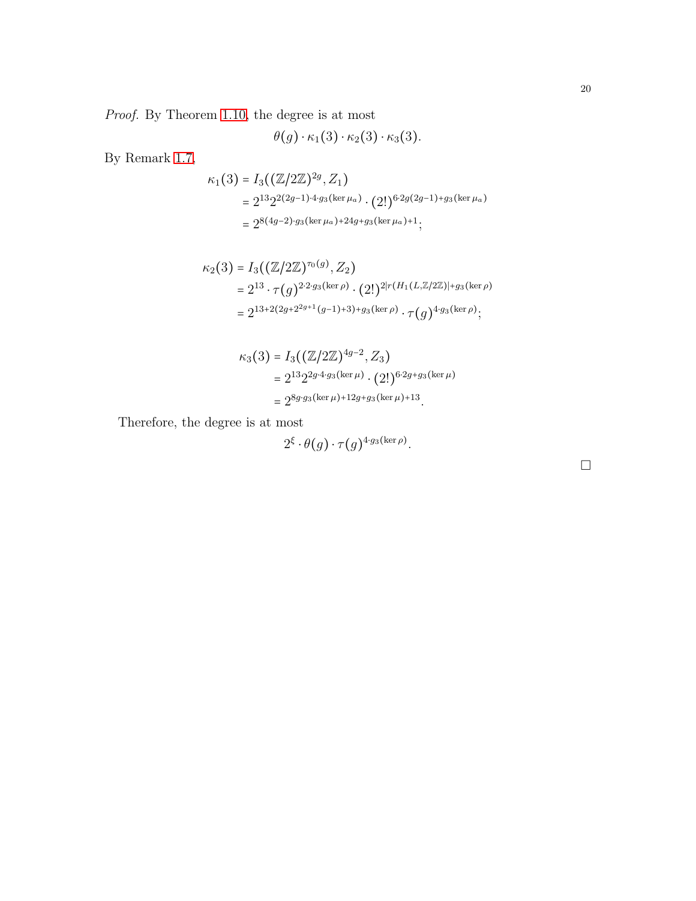*Proof.* By Theorem 1.10, the degree is at most

$$\theta(g) \cdot \kappa_1(3) \cdot \kappa_2(3) \cdot \kappa_3(3).$$

By Remark 1.7,

$$\begin{aligned}
\kappa_1(3) &= I_3((\mathbb{Z}/2\mathbb{Z})^{2g}, Z_1) \\
&= 2^{13} 2^{2(2g-1)\cdot 4 \cdot g_3(\ker \mu_a)} \cdot (2!)^{6 \cdot 2g(2g-1) + g_3(\ker \mu_a)} \\
&= 2^{8(4g-2)\cdot g_3(\ker \mu_a) + 24g + g_3(\ker \mu_a) + 1};
\end{aligned}$$

$$\begin{aligned}
\kappa_2(3) &= I_3((\mathbb{Z}/2\mathbb{Z})^{\tau_0(g)}, Z_2) \\
&= 2^{13} \cdot \tau(g)^{2 \cdot 2 \cdot g_3(\ker \rho)} \cdot (2!)^{2|r(H_1(L, \mathbb{Z}/2\mathbb{Z})| + g_3(\ker \rho)} \\
&= 2^{13 + 2(2g + 2^{2g+1}(g-1) + 3) + g_3(\ker \rho)} \cdot \tau(g)^{4 \cdot g_3(\ker \rho)};
\end{aligned}$$

$$\begin{aligned}
\kappa_3(3) &= I_3((\mathbb{Z}/2\mathbb{Z})^{4g-2}, Z_3) \\
&= 2^{13} 2^{2g \cdot 4 \cdot g_3(\ker \mu)} \cdot (2!)^{6 \cdot 2g + g_3(\ker \mu)} \\
&= 2^{8g \cdot g_3(\ker \mu) + 12g + g_3(\ker \mu) + 13}.
\end{aligned}$$

Therefore, the degree is at most

$$2^{\xi} \cdot \theta(g) \cdot \tau(g)^{4 \cdot g_3(\ker \rho)}.$$

$\square$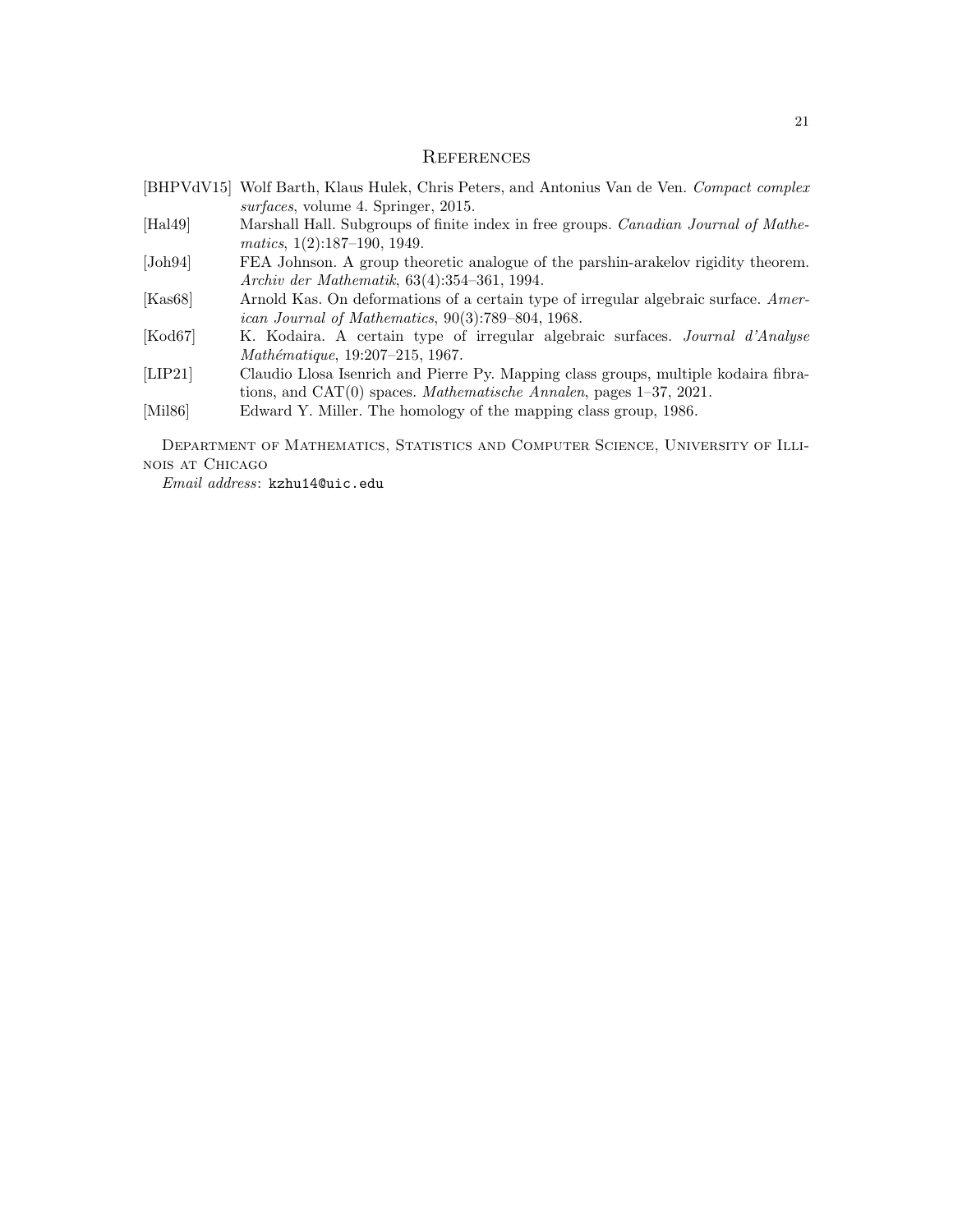# References

[BHPVdV15] Wolf Barth, Klaus Hulek, Chris Peters, and Antonius Van de Ven. *Compact complex surfaces*, volume 4. Springer, 2015.

[Hal49] Marshall Hall. Subgroups of finite index in free groups. *Canadian Journal of Mathematics*, 1(2):187–190, 1949.

[Joh94] FEA Johnson. A group theoretic analogue of the parshin-arakelov rigidity theorem. *Archiv der Mathematik*, 63(4):354–361, 1994.

[Kas68] Arnold Kas. On deformations of a certain type of irregular algebraic surface. *American Journal of Mathematics*, 90(3):789–804, 1968.

[Kod67] K. Kodaira. A certain type of irregular algebraic surfaces. *Journal d'Analyse Mathématique*, 19:207–215, 1967.

[LIP21] Claudio Llosa Isenrich and Pierre Py. Mapping class groups, multiple kodaira fibrations, and CAT(0) spaces. *Mathematische Annalen*, pages 1–37, 2021.

[Mil86] Edward Y. Miller. The homology of the mapping class group, 1986.

Department of Mathematics, Statistics and Computer Science, University of Illinois at Chicago

*Email address*: kzhu14@uic.edu